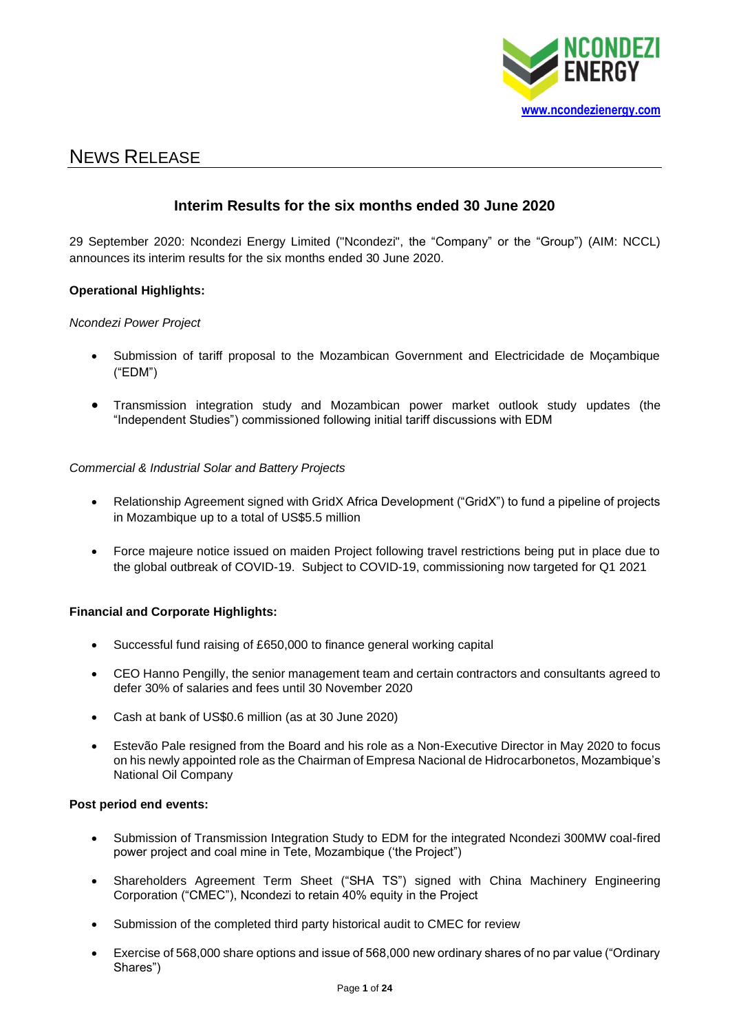NCONDEZI ENERGY

www.ncondezienergy.com

# NEWS RELEASE

## Interim Results for the six months ended 30 June 2020

29 September 2020: Ncondezi Energy Limited ("Ncondezi", the "Company" or the "Group") (AIM: NCCL) announces its interim results for the six months ended 30 June 2020.

**Operational Highlights:**

*Ncondezi Power Project*

- Submission of tariff proposal to the Mozambican Government and Electricidade de Moçambique ("EDM")
- Transmission integration study and Mozambican power market outlook study updates (the "Independent Studies") commissioned following initial tariff discussions with EDM

*Commercial & Industrial Solar and Battery Projects*

- Relationship Agreement signed with GridX Africa Development ("GridX") to fund a pipeline of projects in Mozambique up to a total of US$5.5 million
- Force majeure notice issued on maiden Project following travel restrictions being put in place due to the global outbreak of COVID-19. Subject to COVID-19, commissioning now targeted for Q1 2021

**Financial and Corporate Highlights:**

- Successful fund raising of £650,000 to finance general working capital
- CEO Hanno Pengilly, the senior management team and certain contractors and consultants agreed to defer 30% of salaries and fees until 30 November 2020
- Cash at bank of US$0.6 million (as at 30 June 2020)
- Estevão Pale resigned from the Board and his role as a Non-Executive Director in May 2020 to focus on his newly appointed role as the Chairman of Empresa Nacional de Hidrocarbonetos, Mozambique's National Oil Company

**Post period end events:**

- Submission of Transmission Integration Study to EDM for the integrated Ncondezi 300MW coal-fired power project and coal mine in Tete, Mozambique ('the Project')
- Shareholders Agreement Term Sheet ("SHA TS") signed with China Machinery Engineering Corporation ("CMEC"), Ncondezi to retain 40% equity in the Project
- Submission of the completed third party historical audit to CMEC for review
- Exercise of 568,000 share options and issue of 568,000 new ordinary shares of no par value ("Ordinary Shares")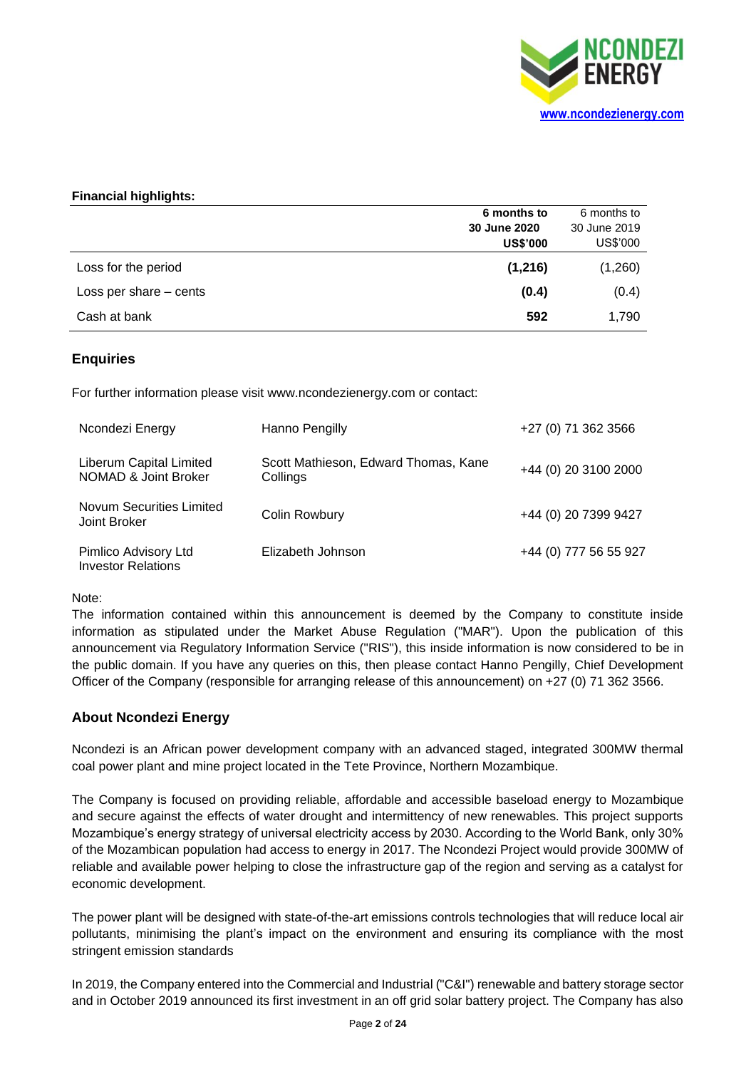**Financial highlights:**

| | **6 months to 30 June 2020 US$'000** | 6 months to 30 June 2019 US$'000 |
|---|---|---|
| Loss for the period | **(1,216)** | (1,260) |
| Loss per share – cents | **(0.4)** | (0.4) |
| Cash at bank | **592** | 1,790 |

## Enquiries

For further information please visit www.ncondezienergy.com or contact:

| | | |
|---|---|---|
| Ncondezi Energy | Hanno Pengilly | +27 (0) 71 362 3566 |
| Liberum Capital Limited NOMAD & Joint Broker | Scott Mathieson, Edward Thomas, Kane Collings | +44 (0) 20 3100 2000 |
| Novum Securities Limited Joint Broker | Colin Rowbury | +44 (0) 20 7399 9427 |
| Pimlico Advisory Ltd Investor Relations | Elizabeth Johnson | +44 (0) 777 56 55 927 |

Note:
The information contained within this announcement is deemed by the Company to constitute inside information as stipulated under the Market Abuse Regulation ("MAR"). Upon the publication of this announcement via Regulatory Information Service ("RIS"), this inside information is now considered to be in the public domain. If you have any queries on this, then please contact Hanno Pengilly, Chief Development Officer of the Company (responsible for arranging release of this announcement) on +27 (0) 71 362 3566.

## About Ncondezi Energy

Ncondezi is an African power development company with an advanced staged, integrated 300MW thermal coal power plant and mine project located in the Tete Province, Northern Mozambique.

The Company is focused on providing reliable, affordable and accessible baseload energy to Mozambique and secure against the effects of water drought and intermittency of new renewables. This project supports Mozambique's energy strategy of universal electricity access by 2030. According to the World Bank, only 30% of the Mozambican population had access to energy in 2017. The Ncondezi Project would provide 300MW of reliable and available power helping to close the infrastructure gap of the region and serving as a catalyst for economic development.

The power plant will be designed with state-of-the-art emissions controls technologies that will reduce local air pollutants, minimising the plant's impact on the environment and ensuring its compliance with the most stringent emission standards

In 2019, the Company entered into the Commercial and Industrial ("C&I") renewable and battery storage sector and in October 2019 announced its first investment in an off grid solar battery project. The Company has also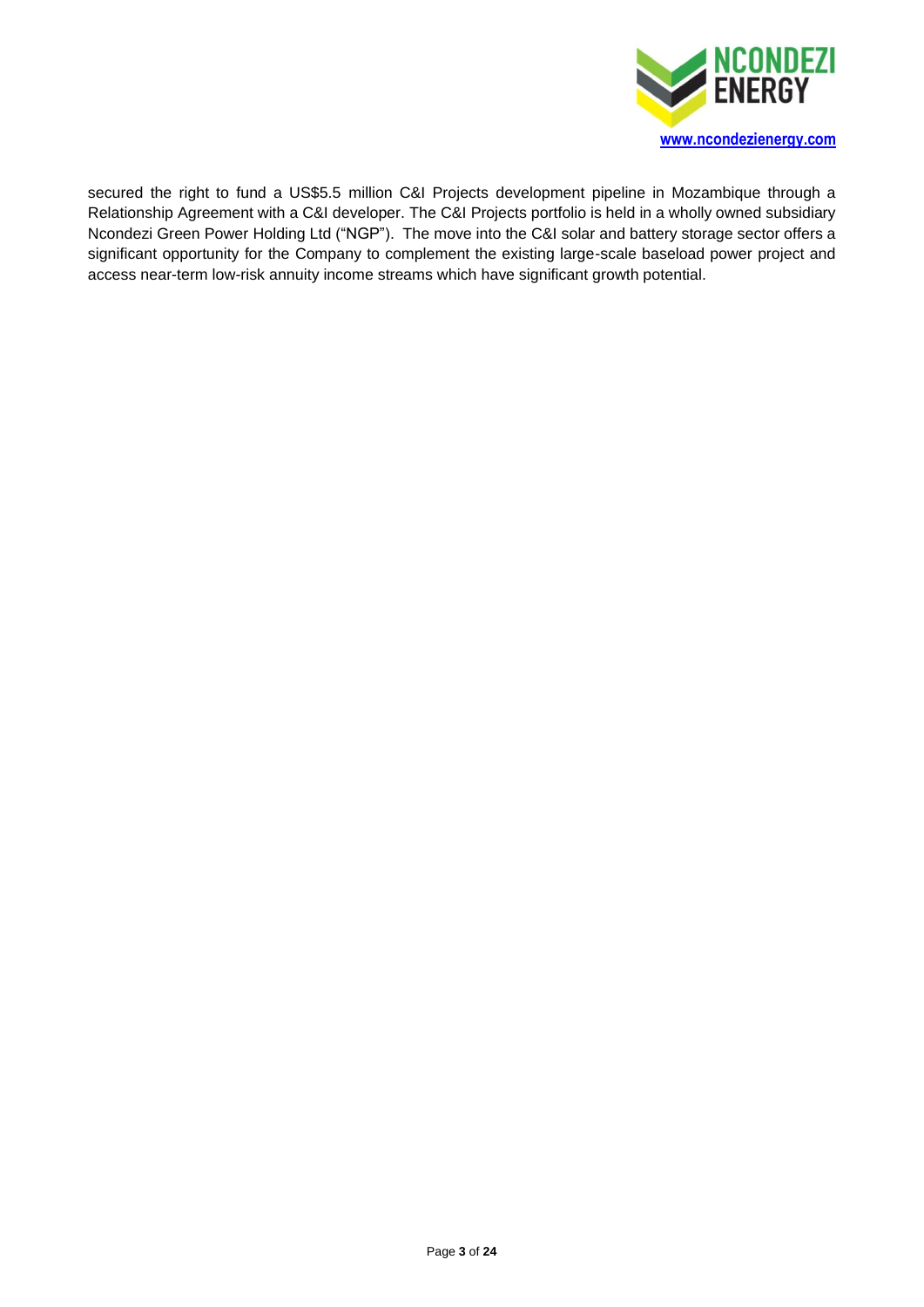secured the right to fund a US$5.5 million C&I Projects development pipeline in Mozambique through a Relationship Agreement with a C&I developer. The C&I Projects portfolio is held in a wholly owned subsidiary Ncondezi Green Power Holding Ltd ("NGP"). The move into the C&I solar and battery storage sector offers a significant opportunity for the Company to complement the existing large-scale baseload power project and access near-term low-risk annuity income streams which have significant growth potential.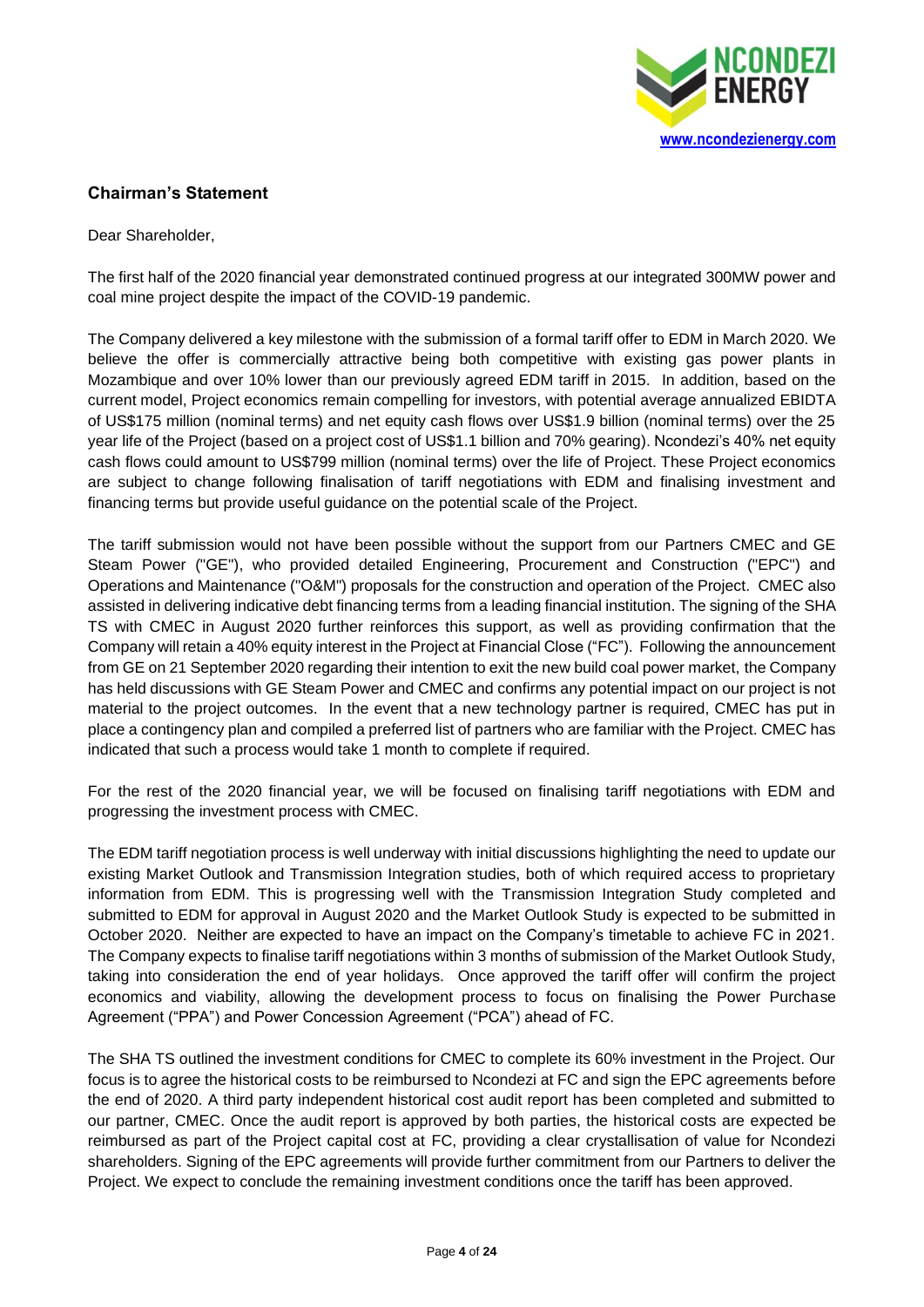## Chairman's Statement

Dear Shareholder,

The first half of the 2020 financial year demonstrated continued progress at our integrated 300MW power and coal mine project despite the impact of the COVID-19 pandemic.

The Company delivered a key milestone with the submission of a formal tariff offer to EDM in March 2020. We believe the offer is commercially attractive being both competitive with existing gas power plants in Mozambique and over 10% lower than our previously agreed EDM tariff in 2015. In addition, based on the current model, Project economics remain compelling for investors, with potential average annualized EBIDTA of US$175 million (nominal terms) and net equity cash flows over US$1.9 billion (nominal terms) over the 25 year life of the Project (based on a project cost of US$1.1 billion and 70% gearing). Ncondezi's 40% net equity cash flows could amount to US$799 million (nominal terms) over the life of Project. These Project economics are subject to change following finalisation of tariff negotiations with EDM and finalising investment and financing terms but provide useful guidance on the potential scale of the Project.

The tariff submission would not have been possible without the support from our Partners CMEC and GE Steam Power ("GE"), who provided detailed Engineering, Procurement and Construction ("EPC") and Operations and Maintenance ("O&M") proposals for the construction and operation of the Project. CMEC also assisted in delivering indicative debt financing terms from a leading financial institution. The signing of the SHA TS with CMEC in August 2020 further reinforces this support, as well as providing confirmation that the Company will retain a 40% equity interest in the Project at Financial Close ("FC"). Following the announcement from GE on 21 September 2020 regarding their intention to exit the new build coal power market, the Company has held discussions with GE Steam Power and CMEC and confirms any potential impact on our project is not material to the project outcomes. In the event that a new technology partner is required, CMEC has put in place a contingency plan and compiled a preferred list of partners who are familiar with the Project. CMEC has indicated that such a process would take 1 month to complete if required.

For the rest of the 2020 financial year, we will be focused on finalising tariff negotiations with EDM and progressing the investment process with CMEC.

The EDM tariff negotiation process is well underway with initial discussions highlighting the need to update our existing Market Outlook and Transmission Integration studies, both of which required access to proprietary information from EDM. This is progressing well with the Transmission Integration Study completed and submitted to EDM for approval in August 2020 and the Market Outlook Study is expected to be submitted in October 2020. Neither are expected to have an impact on the Company's timetable to achieve FC in 2021. The Company expects to finalise tariff negotiations within 3 months of submission of the Market Outlook Study, taking into consideration the end of year holidays. Once approved the tariff offer will confirm the project economics and viability, allowing the development process to focus on finalising the Power Purchase Agreement ("PPA") and Power Concession Agreement ("PCA") ahead of FC.

The SHA TS outlined the investment conditions for CMEC to complete its 60% investment in the Project. Our focus is to agree the historical costs to be reimbursed to Ncondezi at FC and sign the EPC agreements before the end of 2020. A third party independent historical cost audit report has been completed and submitted to our partner, CMEC. Once the audit report is approved by both parties, the historical costs are expected be reimbursed as part of the Project capital cost at FC, providing a clear crystallisation of value for Ncondezi shareholders. Signing of the EPC agreements will provide further commitment from our Partners to deliver the Project. We expect to conclude the remaining investment conditions once the tariff has been approved.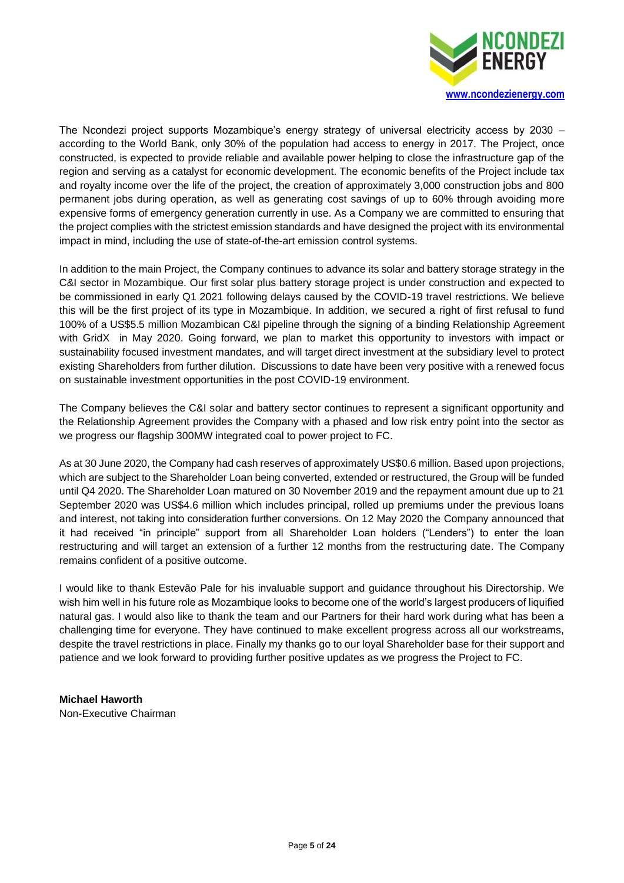The Ncondezi project supports Mozambique's energy strategy of universal electricity access by 2030 – according to the World Bank, only 30% of the population had access to energy in 2017. The Project, once constructed, is expected to provide reliable and available power helping to close the infrastructure gap of the region and serving as a catalyst for economic development. The economic benefits of the Project include tax and royalty income over the life of the project, the creation of approximately 3,000 construction jobs and 800 permanent jobs during operation, as well as generating cost savings of up to 60% through avoiding more expensive forms of emergency generation currently in use. As a Company we are committed to ensuring that the project complies with the strictest emission standards and have designed the project with its environmental impact in mind, including the use of state-of-the-art emission control systems.

In addition to the main Project, the Company continues to advance its solar and battery storage strategy in the C&I sector in Mozambique. Our first solar plus battery storage project is under construction and expected to be commissioned in early Q1 2021 following delays caused by the COVID-19 travel restrictions. We believe this will be the first project of its type in Mozambique. In addition, we secured a right of first refusal to fund 100% of a US$5.5 million Mozambican C&I pipeline through the signing of a binding Relationship Agreement with GridX in May 2020. Going forward, we plan to market this opportunity to investors with impact or sustainability focused investment mandates, and will target direct investment at the subsidiary level to protect existing Shareholders from further dilution. Discussions to date have been very positive with a renewed focus on sustainable investment opportunities in the post COVID-19 environment.

The Company believes the C&I solar and battery sector continues to represent a significant opportunity and the Relationship Agreement provides the Company with a phased and low risk entry point into the sector as we progress our flagship 300MW integrated coal to power project to FC.

As at 30 June 2020, the Company had cash reserves of approximately US$0.6 million. Based upon projections, which are subject to the Shareholder Loan being converted, extended or restructured, the Group will be funded until Q4 2020. The Shareholder Loan matured on 30 November 2019 and the repayment amount due up to 21 September 2020 was US$4.6 million which includes principal, rolled up premiums under the previous loans and interest, not taking into consideration further conversions. On 12 May 2020 the Company announced that it had received "in principle" support from all Shareholder Loan holders ("Lenders") to enter the loan restructuring and will target an extension of a further 12 months from the restructuring date. The Company remains confident of a positive outcome.

I would like to thank Estevão Pale for his invaluable support and guidance throughout his Directorship. We wish him well in his future role as Mozambique looks to become one of the world's largest producers of liquified natural gas. I would also like to thank the team and our Partners for their hard work during what has been a challenging time for everyone. They have continued to make excellent progress across all our workstreams, despite the travel restrictions in place. Finally my thanks go to our loyal Shareholder base for their support and patience and we look forward to providing further positive updates as we progress the Project to FC.

**Michael Haworth**
Non-Executive Chairman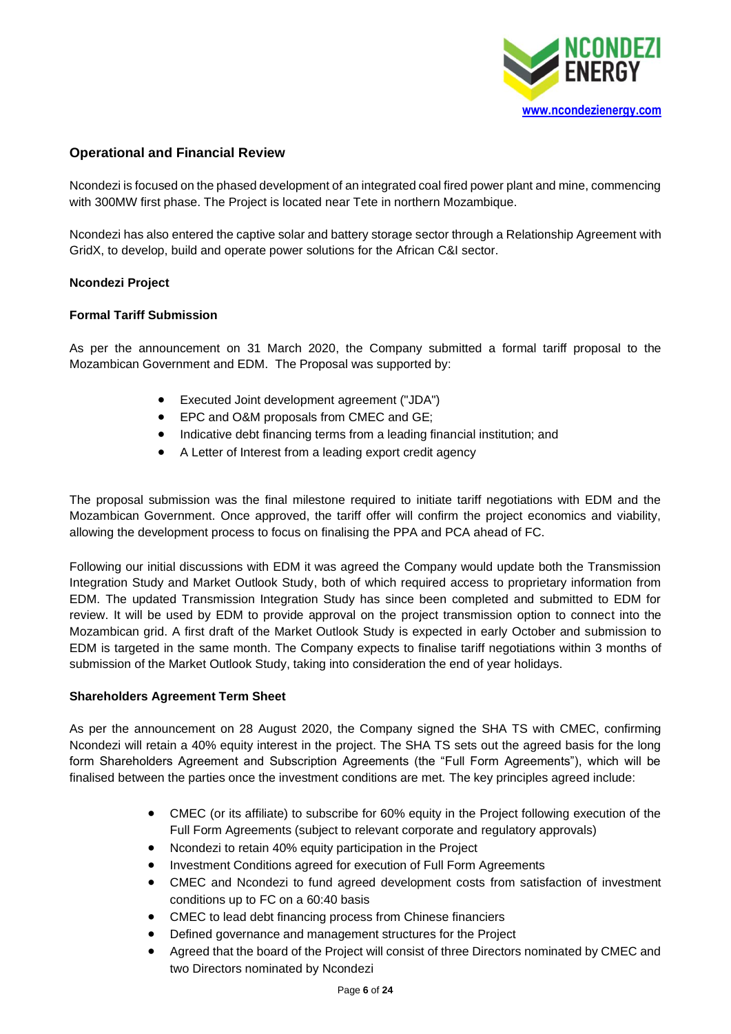## Operational and Financial Review

Ncondezi is focused on the phased development of an integrated coal fired power plant and mine, commencing with 300MW first phase. The Project is located near Tete in northern Mozambique.

Ncondezi has also entered the captive solar and battery storage sector through a Relationship Agreement with GridX, to develop, build and operate power solutions for the African C&I sector.

### Ncondezi Project

#### Formal Tariff Submission

As per the announcement on 31 March 2020, the Company submitted a formal tariff proposal to the Mozambican Government and EDM. The Proposal was supported by:

- Executed Joint development agreement ("JDA")
- EPC and O&M proposals from CMEC and GE;
- Indicative debt financing terms from a leading financial institution; and
- A Letter of Interest from a leading export credit agency

The proposal submission was the final milestone required to initiate tariff negotiations with EDM and the Mozambican Government. Once approved, the tariff offer will confirm the project economics and viability, allowing the development process to focus on finalising the PPA and PCA ahead of FC.

Following our initial discussions with EDM it was agreed the Company would update both the Transmission Integration Study and Market Outlook Study, both of which required access to proprietary information from EDM. The updated Transmission Integration Study has since been completed and submitted to EDM for review. It will be used by EDM to provide approval on the project transmission option to connect into the Mozambican grid. A first draft of the Market Outlook Study is expected in early October and submission to EDM is targeted in the same month. The Company expects to finalise tariff negotiations within 3 months of submission of the Market Outlook Study, taking into consideration the end of year holidays.

#### Shareholders Agreement Term Sheet

As per the announcement on 28 August 2020, the Company signed the SHA TS with CMEC, confirming Ncondezi will retain a 40% equity interest in the project. The SHA TS sets out the agreed basis for the long form Shareholders Agreement and Subscription Agreements (the "Full Form Agreements"), which will be finalised between the parties once the investment conditions are met. The key principles agreed include:

- CMEC (or its affiliate) to subscribe for 60% equity in the Project following execution of the Full Form Agreements (subject to relevant corporate and regulatory approvals)
- Ncondezi to retain 40% equity participation in the Project
- Investment Conditions agreed for execution of Full Form Agreements
- CMEC and Ncondezi to fund agreed development costs from satisfaction of investment conditions up to FC on a 60:40 basis
- CMEC to lead debt financing process from Chinese financiers
- Defined governance and management structures for the Project
- Agreed that the board of the Project will consist of three Directors nominated by CMEC and two Directors nominated by Ncondezi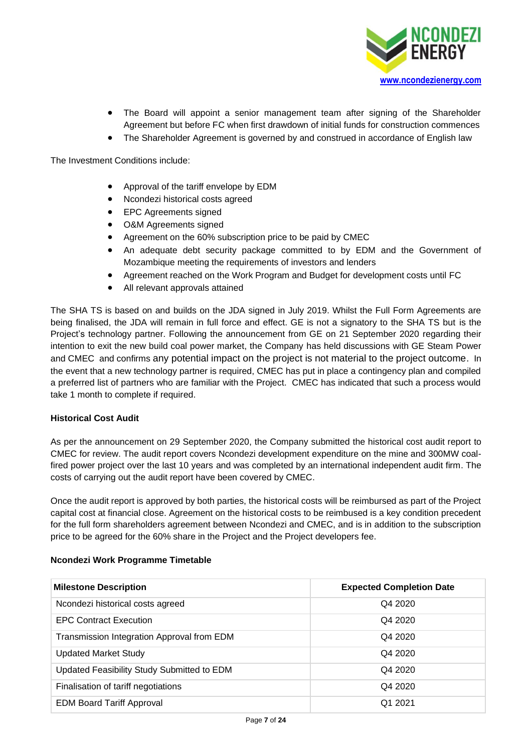- The Board will appoint a senior management team after signing of the Shareholder Agreement but before FC when first drawdown of initial funds for construction commences
- The Shareholder Agreement is governed by and construed in accordance of English law

The Investment Conditions include:

- Approval of the tariff envelope by EDM
- Ncondezi historical costs agreed
- EPC Agreements signed
- O&M Agreements signed
- Agreement on the 60% subscription price to be paid by CMEC
- An adequate debt security package committed to by EDM and the Government of Mozambique meeting the requirements of investors and lenders
- Agreement reached on the Work Program and Budget for development costs until FC
- All relevant approvals attained

The SHA TS is based on and builds on the JDA signed in July 2019. Whilst the Full Form Agreements are being finalised, the JDA will remain in full force and effect. GE is not a signatory to the SHA TS but is the Project's technology partner. Following the announcement from GE on 21 September 2020 regarding their intention to exit the new build coal power market, the Company has held discussions with GE Steam Power and CMEC and confirms any potential impact on the project is not material to the project outcome. In the event that a new technology partner is required, CMEC has put in place a contingency plan and compiled a preferred list of partners who are familiar with the Project. CMEC has indicated that such a process would take 1 month to complete if required.

**Historical Cost Audit**

As per the announcement on 29 September 2020, the Company submitted the historical cost audit report to CMEC for review. The audit report covers Ncondezi development expenditure on the mine and 300MW coal-fired power project over the last 10 years and was completed by an international independent audit firm. The costs of carrying out the audit report have been covered by CMEC.

Once the audit report is approved by both parties, the historical costs will be reimbursed as part of the Project capital cost at financial close. Agreement on the historical costs to be reimbused is a key condition precedent for the full form shareholders agreement between Ncondezi and CMEC, and is in addition to the subscription price to be agreed for the 60% share in the Project and the Project developers fee.

**Ncondezi Work Programme Timetable**

| Milestone Description | Expected Completion Date |
|---|---|
| Ncondezi historical costs agreed | Q4 2020 |
| EPC Contract Execution | Q4 2020 |
| Transmission Integration Approval from EDM | Q4 2020 |
| Updated Market Study | Q4 2020 |
| Updated Feasibility Study Submitted to EDM | Q4 2020 |
| Finalisation of tariff negotiations | Q4 2020 |
| EDM Board Tariff Approval | Q1 2021 |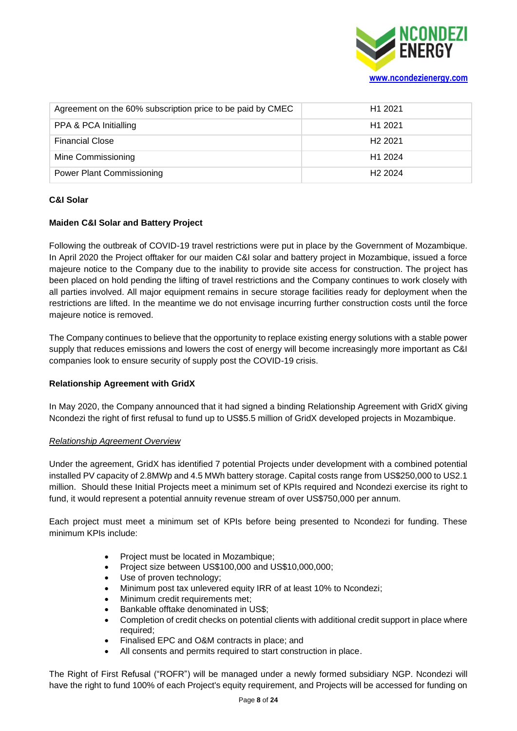| Agreement on the 60% subscription price to be paid by CMEC | H1 2021 |
|---|---|
| PPA & PCA Initialling | H1 2021 |
| Financial Close | H2 2021 |
| Mine Commissioning | H1 2024 |
| Power Plant Commissioning | H2 2024 |

**C&I Solar**

**Maiden C&I Solar and Battery Project**

Following the outbreak of COVID-19 travel restrictions were put in place by the Government of Mozambique. In April 2020 the Project offtaker for our maiden C&I solar and battery project in Mozambique, issued a force majeure notice to the Company due to the inability to provide site access for construction. The project has been placed on hold pending the lifting of travel restrictions and the Company continues to work closely with all parties involved. All major equipment remains in secure storage facilities ready for deployment when the restrictions are lifted. In the meantime we do not envisage incurring further construction costs until the force majeure notice is removed.

The Company continues to believe that the opportunity to replace existing energy solutions with a stable power supply that reduces emissions and lowers the cost of energy will become increasingly more important as C&I companies look to ensure security of supply post the COVID-19 crisis.

**Relationship Agreement with GridX**

In May 2020, the Company announced that it had signed a binding Relationship Agreement with GridX giving Ncondezi the right of first refusal to fund up to US$5.5 million of GridX developed projects in Mozambique.

*Relationship Agreement Overview*

Under the agreement, GridX has identified 7 potential Projects under development with a combined potential installed PV capacity of 2.8MWp and 4.5 MWh battery storage. Capital costs range from US$250,000 to US2.1 million. Should these Initial Projects meet a minimum set of KPIs required and Ncondezi exercise its right to fund, it would represent a potential annuity revenue stream of over US$750,000 per annum.

Each project must meet a minimum set of KPIs before being presented to Ncondezi for funding. These minimum KPIs include:

- Project must be located in Mozambique;
- Project size between US$100,000 and US$10,000,000;
- Use of proven technology;
- Minimum post tax unlevered equity IRR of at least 10% to Ncondezi;
- Minimum credit requirements met;
- Bankable offtake denominated in US$;
- Completion of credit checks on potential clients with additional credit support in place where required;
- Finalised EPC and O&M contracts in place; and
- All consents and permits required to start construction in place.

The Right of First Refusal ("ROFR") will be managed under a newly formed subsidiary NGP. Ncondezi will have the right to fund 100% of each Project's equity requirement, and Projects will be accessed for funding on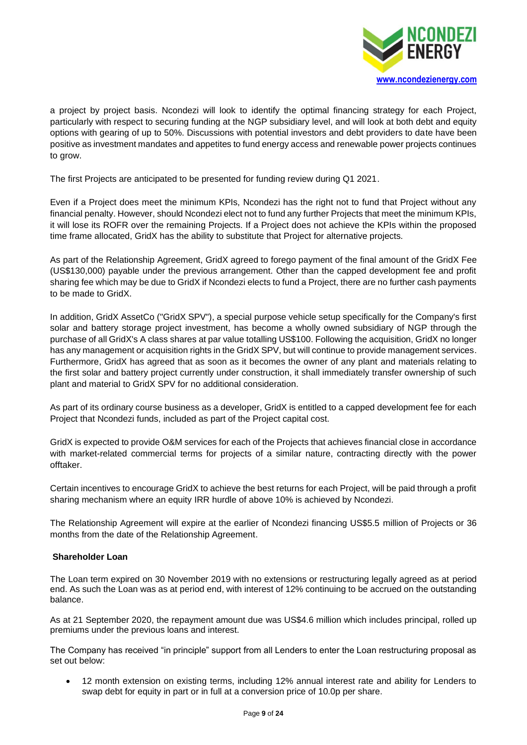a project by project basis. Ncondezi will look to identify the optimal financing strategy for each Project, particularly with respect to securing funding at the NGP subsidiary level, and will look at both debt and equity options with gearing of up to 50%. Discussions with potential investors and debt providers to date have been positive as investment mandates and appetites to fund energy access and renewable power projects continues to grow.

The first Projects are anticipated to be presented for funding review during Q1 2021.

Even if a Project does meet the minimum KPIs, Ncondezi has the right not to fund that Project without any financial penalty. However, should Ncondezi elect not to fund any further Projects that meet the minimum KPIs, it will lose its ROFR over the remaining Projects. If a Project does not achieve the KPIs within the proposed time frame allocated, GridX has the ability to substitute that Project for alternative projects.

As part of the Relationship Agreement, GridX agreed to forego payment of the final amount of the GridX Fee (US$130,000) payable under the previous arrangement. Other than the capped development fee and profit sharing fee which may be due to GridX if Ncondezi elects to fund a Project, there are no further cash payments to be made to GridX.

In addition, GridX AssetCo ("GridX SPV"), a special purpose vehicle setup specifically for the Company's first solar and battery storage project investment, has become a wholly owned subsidiary of NGP through the purchase of all GridX's A class shares at par value totalling US$100. Following the acquisition, GridX no longer has any management or acquisition rights in the GridX SPV, but will continue to provide management services. Furthermore, GridX has agreed that as soon as it becomes the owner of any plant and materials relating to the first solar and battery project currently under construction, it shall immediately transfer ownership of such plant and material to GridX SPV for no additional consideration.

As part of its ordinary course business as a developer, GridX is entitled to a capped development fee for each Project that Ncondezi funds, included as part of the Project capital cost.

GridX is expected to provide O&M services for each of the Projects that achieves financial close in accordance with market-related commercial terms for projects of a similar nature, contracting directly with the power offtaker.

Certain incentives to encourage GridX to achieve the best returns for each Project, will be paid through a profit sharing mechanism where an equity IRR hurdle of above 10% is achieved by Ncondezi.

The Relationship Agreement will expire at the earlier of Ncondezi financing US$5.5 million of Projects or 36 months from the date of the Relationship Agreement.

**Shareholder Loan**

The Loan term expired on 30 November 2019 with no extensions or restructuring legally agreed as at period end. As such the Loan was as at period end, with interest of 12% continuing to be accrued on the outstanding balance.

As at 21 September 2020, the repayment amount due was US$4.6 million which includes principal, rolled up premiums under the previous loans and interest.

The Company has received "in principle" support from all Lenders to enter the Loan restructuring proposal as set out below:

- 12 month extension on existing terms, including 12% annual interest rate and ability for Lenders to swap debt for equity in part or in full at a conversion price of 10.0p per share.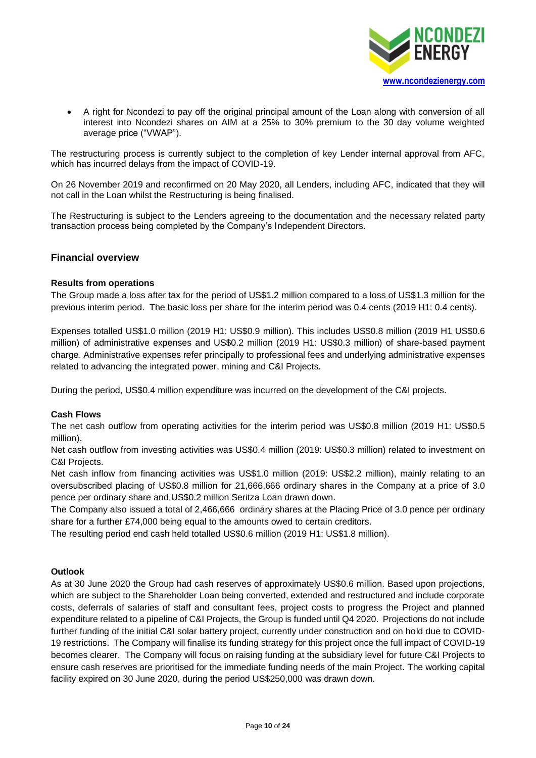- A right for Ncondezi to pay off the original principal amount of the Loan along with conversion of all interest into Ncondezi shares on AIM at a 25% to 30% premium to the 30 day volume weighted average price ("VWAP").

The restructuring process is currently subject to the completion of key Lender internal approval from AFC, which has incurred delays from the impact of COVID-19.

On 26 November 2019 and reconfirmed on 20 May 2020, all Lenders, including AFC, indicated that they will not call in the Loan whilst the Restructuring is being finalised.

The Restructuring is subject to the Lenders agreeing to the documentation and the necessary related party transaction process being completed by the Company's Independent Directors.

## Financial overview

**Results from operations**

The Group made a loss after tax for the period of US$1.2 million compared to a loss of US$1.3 million for the previous interim period. The basic loss per share for the interim period was 0.4 cents (2019 H1: 0.4 cents).

Expenses totalled US$1.0 million (2019 H1: US$0.9 million). This includes US$0.8 million (2019 H1 US$0.6 million) of administrative expenses and US$0.2 million (2019 H1: US$0.3 million) of share-based payment charge. Administrative expenses refer principally to professional fees and underlying administrative expenses related to advancing the integrated power, mining and C&I Projects.

During the period, US$0.4 million expenditure was incurred on the development of the C&I projects.

**Cash Flows**

The net cash outflow from operating activities for the interim period was US$0.8 million (2019 H1: US$0.5 million).

Net cash outflow from investing activities was US$0.4 million (2019: US$0.3 million) related to investment on C&I Projects.

Net cash inflow from financing activities was US$1.0 million (2019: US$2.2 million), mainly relating to an oversubscribed placing of US$0.8 million for 21,666,666 ordinary shares in the Company at a price of 3.0 pence per ordinary share and US$0.2 million Seritza Loan drawn down.

The Company also issued a total of 2,466,666 ordinary shares at the Placing Price of 3.0 pence per ordinary share for a further £74,000 being equal to the amounts owed to certain creditors.

The resulting period end cash held totalled US$0.6 million (2019 H1: US$1.8 million).

**Outlook**

As at 30 June 2020 the Group had cash reserves of approximately US$0.6 million. Based upon projections, which are subject to the Shareholder Loan being converted, extended and restructured and include corporate costs, deferrals of salaries of staff and consultant fees, project costs to progress the Project and planned expenditure related to a pipeline of C&I Projects, the Group is funded until Q4 2020. Projections do not include further funding of the initial C&I solar battery project, currently under construction and on hold due to COVID-19 restrictions. The Company will finalise its funding strategy for this project once the full impact of COVID-19 becomes clearer. The Company will focus on raising funding at the subsidiary level for future C&I Projects to ensure cash reserves are prioritised for the immediate funding needs of the main Project. The working capital facility expired on 30 June 2020, during the period US$250,000 was drawn down.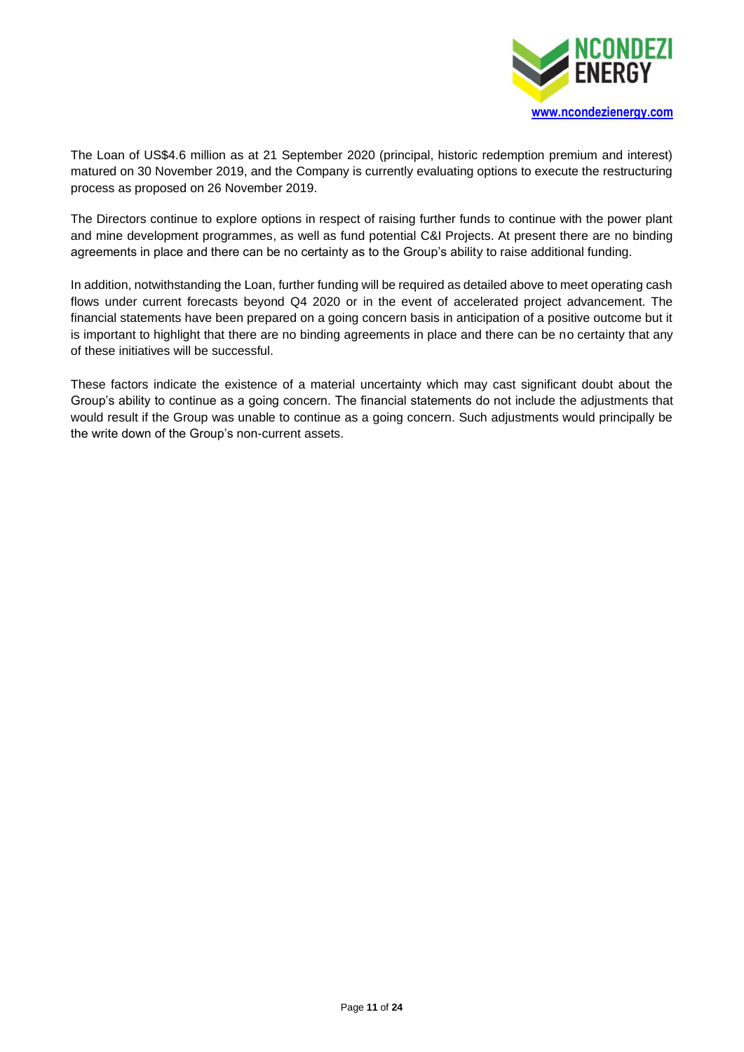The Loan of US$4.6 million as at 21 September 2020 (principal, historic redemption premium and interest) matured on 30 November 2019, and the Company is currently evaluating options to execute the restructuring process as proposed on 26 November 2019.

The Directors continue to explore options in respect of raising further funds to continue with the power plant and mine development programmes, as well as fund potential C&I Projects. At present there are no binding agreements in place and there can be no certainty as to the Group's ability to raise additional funding.

In addition, notwithstanding the Loan, further funding will be required as detailed above to meet operating cash flows under current forecasts beyond Q4 2020 or in the event of accelerated project advancement. The financial statements have been prepared on a going concern basis in anticipation of a positive outcome but it is important to highlight that there are no binding agreements in place and there can be no certainty that any of these initiatives will be successful.

These factors indicate the existence of a material uncertainty which may cast significant doubt about the Group's ability to continue as a going concern. The financial statements do not include the adjustments that would result if the Group was unable to continue as a going concern. Such adjustments would principally be the write down of the Group's non-current assets.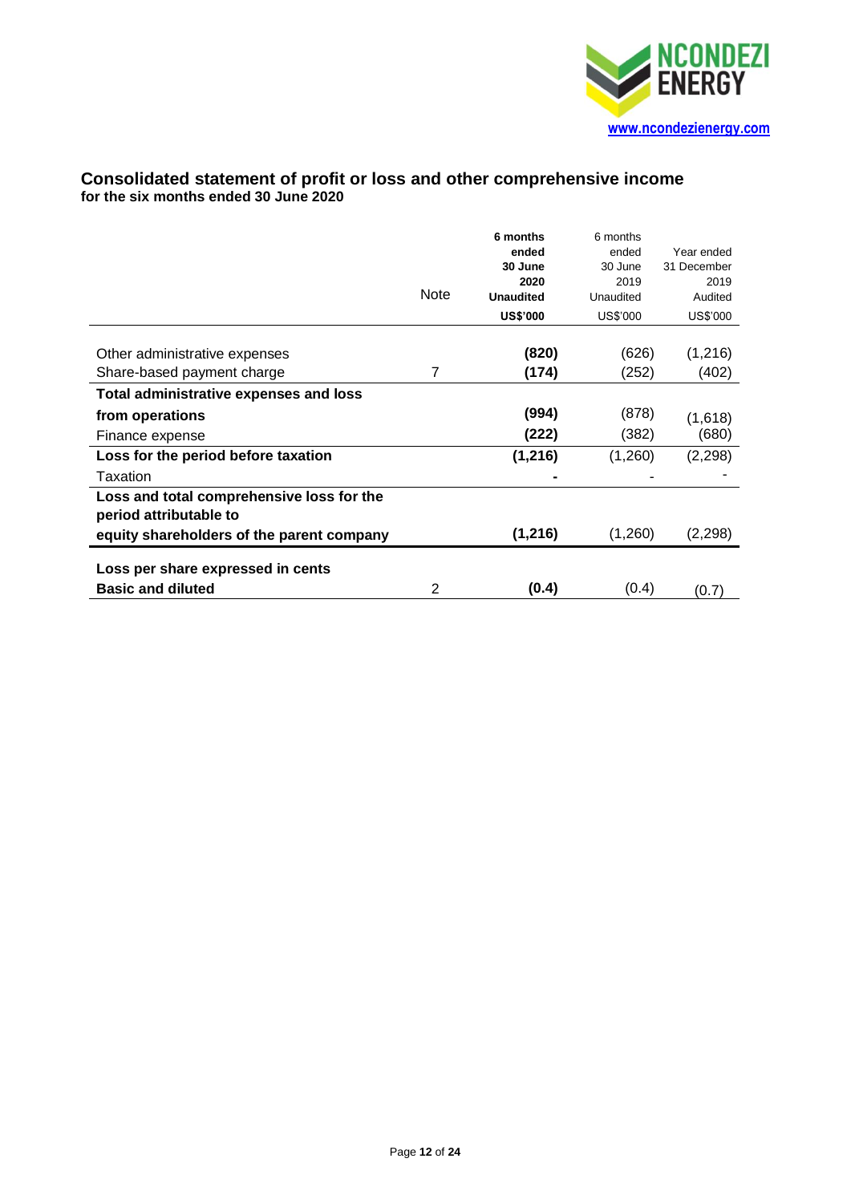## Consolidated statement of profit or loss and other comprehensive income
### for the six months ended 30 June 2020

| | Note | **6 months ended 30 June 2020 Unaudited US$'000** | 6 months ended 30 June 2019 Unaudited US$'000 | Year ended 31 December 2019 Audited US$'000 |
|---|---|---|---|---|
| Other administrative expenses | | **(820)** | (626) | (1,216) |
| Share-based payment charge | 7 | **(174)** | (252) | (402) |
| **Total administrative expenses and loss from operations** | | **(994)** | (878) | (1,618) |
| Finance expense | | **(222)** | (382) | (680) |
| **Loss for the period before taxation** | | **(1,216)** | (1,260) | (2,298) |
| Taxation | | **-** | - | - |
| **Loss and total comprehensive loss for the period attributable to equity shareholders of the parent company** | | **(1,216)** | (1,260) | (2,298) |
| **Loss per share expressed in cents** | | | | |
| **Basic and diluted** | 2 | **(0.4)** | (0.4) | (0.7) |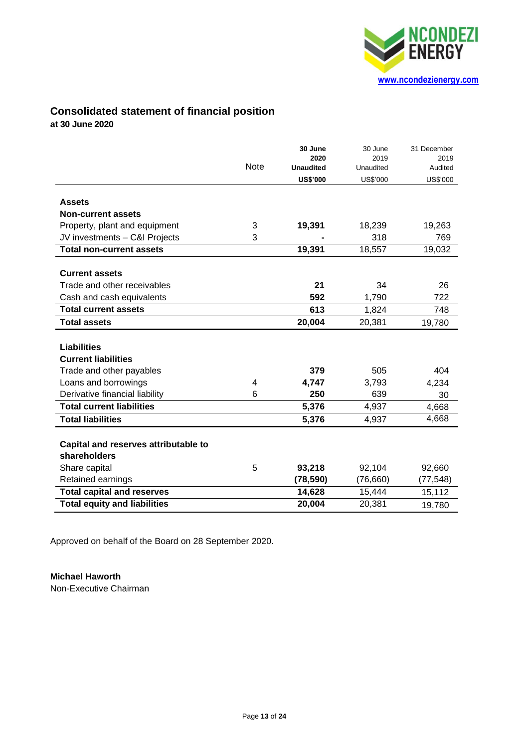## Consolidated statement of financial position

**at 30 June 2020**

| | Note | **30 June 2020 Unaudited US$'000** | 30 June 2019 Unaudited US$'000 | 31 December 2019 Audited US$'000 |
|---|---|---|---|---|
| **Assets** | | | | |
| **Non-current assets** | | | | |
| Property, plant and equipment | 3 | **19,391** | 18,239 | 19,263 |
| JV investments – C&I Projects | 3 | **-** | 318 | 769 |
| **Total non-current assets** | | **19,391** | 18,557 | 19,032 |
| **Current assets** | | | | |
| Trade and other receivables | | **21** | 34 | 26 |
| Cash and cash equivalents | | **592** | 1,790 | 722 |
| **Total current assets** | | **613** | 1,824 | 748 |
| **Total assets** | | **20,004** | 20,381 | 19,780 |
| **Liabilities** | | | | |
| **Current liabilities** | | | | |
| Trade and other payables | | **379** | 505 | 404 |
| Loans and borrowings | 4 | **4,747** | 3,793 | 4,234 |
| Derivative financial liability | 6 | **250** | 639 | 30 |
| **Total current liabilities** | | **5,376** | 4,937 | 4,668 |
| **Total liabilities** | | **5,376** | 4,937 | 4,668 |
| **Capital and reserves attributable to shareholders** | | | | |
| Share capital | 5 | **93,218** | 92,104 | 92,660 |
| Retained earnings | | **(78,590)** | (76,660) | (77,548) |
| **Total capital and reserves** | | **14,628** | 15,444 | 15,112 |
| **Total equity and liabilities** | | **20,004** | 20,381 | 19,780 |

Approved on behalf of the Board on 28 September 2020.

**Michael Haworth**
Non-Executive Chairman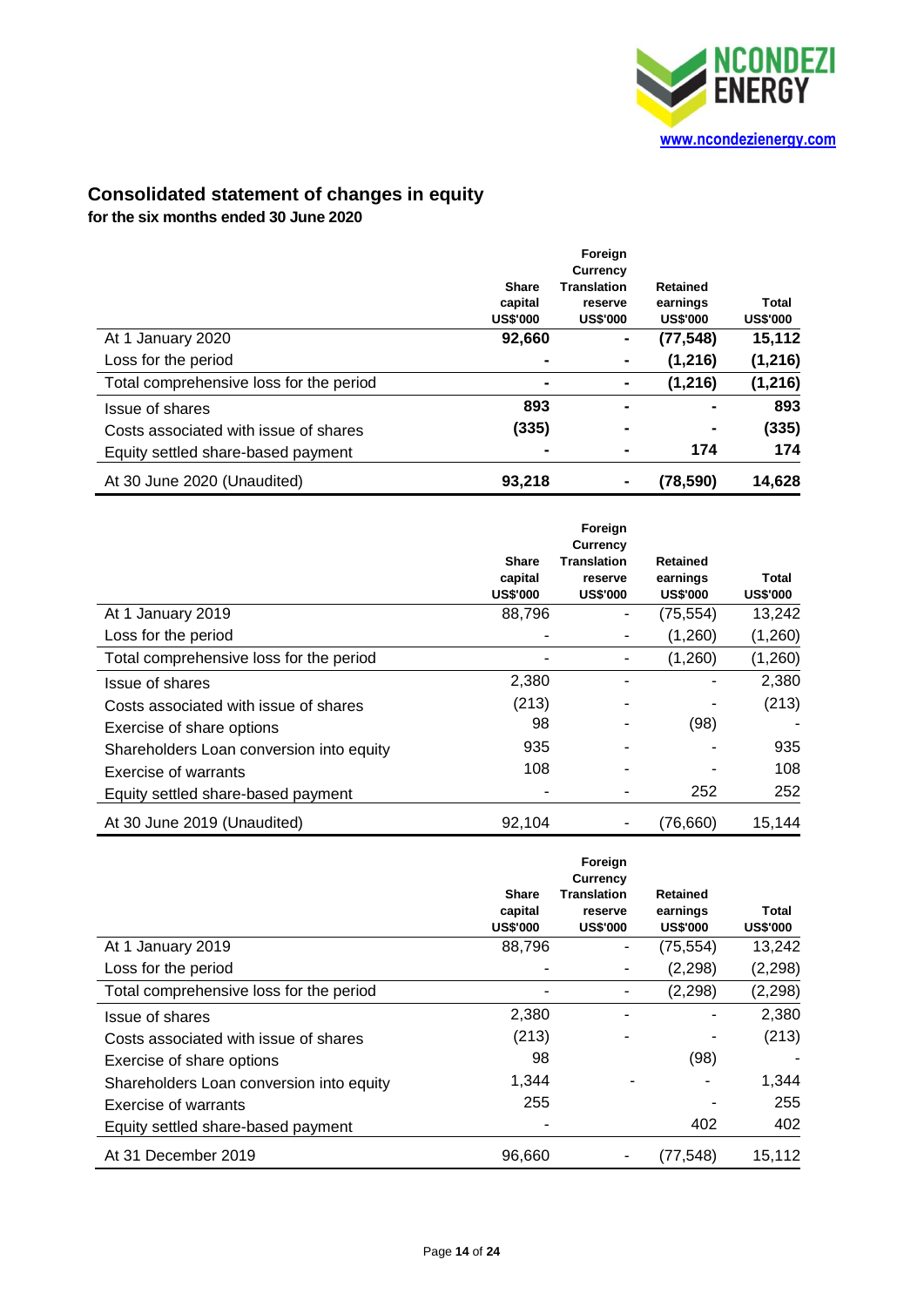## Consolidated statement of changes in equity
**for the six months ended 30 June 2020**

| | Share capital US$'000 | Foreign Currency Translation reserve US$'000 | Retained earnings US$'000 | Total US$'000 |
|---|---|---|---|---|
| At 1 January 2020 | **92,660** | **-** | **(77,548)** | **15,112** |
| Loss for the period | **-** | **-** | **(1,216)** | **(1,216)** |
| Total comprehensive loss for the period | **-** | **-** | **(1,216)** | **(1,216)** |
| Issue of shares | **893** | **-** | **-** | **893** |
| Costs associated with issue of shares | **(335)** | **-** | **-** | **(335)** |
| Equity settled share-based payment | **-** | **-** | **174** | **174** |
| At 30 June 2020 (Unaudited) | **93,218** | **-** | **(78,590)** | **14,628** |

| | Share capital US$'000 | Foreign Currency Translation reserve US$'000 | Retained earnings US$'000 | Total US$'000 |
|---|---|---|---|---|
| At 1 January 2019 | 88,796 | - | (75,554) | 13,242 |
| Loss for the period | - | - | (1,260) | (1,260) |
| Total comprehensive loss for the period | - | - | (1,260) | (1,260) |
| Issue of shares | 2,380 | - | - | 2,380 |
| Costs associated with issue of shares | (213) | - | - | (213) |
| Exercise of share options | 98 | - | (98) | - |
| Shareholders Loan conversion into equity | 935 | - | - | 935 |
| Exercise of warrants | 108 | - | - | 108 |
| Equity settled share-based payment | - | - | 252 | 252 |
| At 30 June 2019 (Unaudited) | 92,104 | - | (76,660) | 15,144 |

| | Share capital US$'000 | Foreign Currency Translation reserve US$'000 | Retained earnings US$'000 | Total US$'000 |
|---|---|---|---|---|
| At 1 January 2019 | 88,796 | - | (75,554) | 13,242 |
| Loss for the period | - | - | (2,298) | (2,298) |
| Total comprehensive loss for the period | - | - | (2,298) | (2,298) |
| Issue of shares | 2,380 | - | - | 2,380 |
| Costs associated with issue of shares | (213) | - | - | (213) |
| Exercise of share options | 98 | | (98) | - |
| Shareholders Loan conversion into equity | 1,344 | - | - | 1,344 |
| Exercise of warrants | 255 | | - | 255 |
| Equity settled share-based payment | - | | 402 | 402 |
| At 31 December 2019 | 96,660 | - | (77,548) | 15,112 |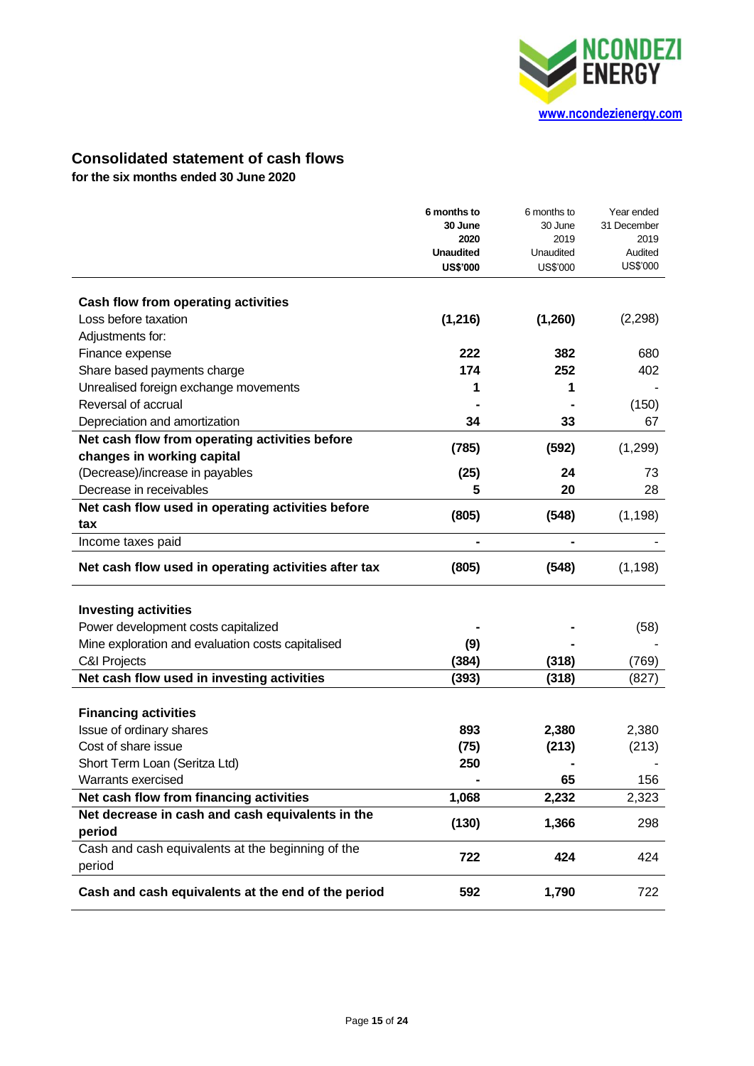## Consolidated statement of cash flows

**for the six months ended 30 June 2020**

| | **6 months to 30 June 2020 Unaudited US$'000** | 6 months to 30 June 2019 Unaudited US$'000 | Year ended 31 December 2019 Audited US$'000 |
|---|---|---|---|
| **Cash flow from operating activities** | | | |
| Loss before taxation | **(1,216)** | **(1,260)** | (2,298) |
| Adjustments for: | | | |
| Finance expense | **222** | **382** | 680 |
| Share based payments charge | **174** | **252** | 402 |
| Unrealised foreign exchange movements | **1** | **1** | - |
| Reversal of accrual | **-** | **-** | (150) |
| Depreciation and amortization | **34** | **33** | 67 |
| **Net cash flow from operating activities before changes in working capital** | **(785)** | **(592)** | (1,299) |
| (Decrease)/increase in payables | **(25)** | **24** | 73 |
| Decrease in receivables | **5** | **20** | 28 |
| **Net cash flow used in operating activities before tax** | **(805)** | **(548)** | (1,198) |
| Income taxes paid | **-** | **-** | - |
| **Net cash flow used in operating activities after tax** | **(805)** | **(548)** | (1,198) |
| **Investing activities** | | | |
| Power development costs capitalized | **-** | **-** | (58) |
| Mine exploration and evaluation costs capitalised | **(9)** | **-** | - |
| C&I Projects | **(384)** | **(318)** | (769) |
| **Net cash flow used in investing activities** | **(393)** | **(318)** | (827) |
| **Financing activities** | | | |
| Issue of ordinary shares | **893** | **2,380** | 2,380 |
| Cost of share issue | **(75)** | **(213)** | (213) |
| Short Term Loan (Seritza Ltd) | **250** | **-** | - |
| Warrants exercised | **-** | **65** | 156 |
| **Net cash flow from financing activities** | **1,068** | **2,232** | 2,323 |
| **Net decrease in cash and cash equivalents in the period** | **(130)** | **1,366** | 298 |
| Cash and cash equivalents at the beginning of the period | **722** | **424** | 424 |
| **Cash and cash equivalents at the end of the period** | **592** | **1,790** | 722 |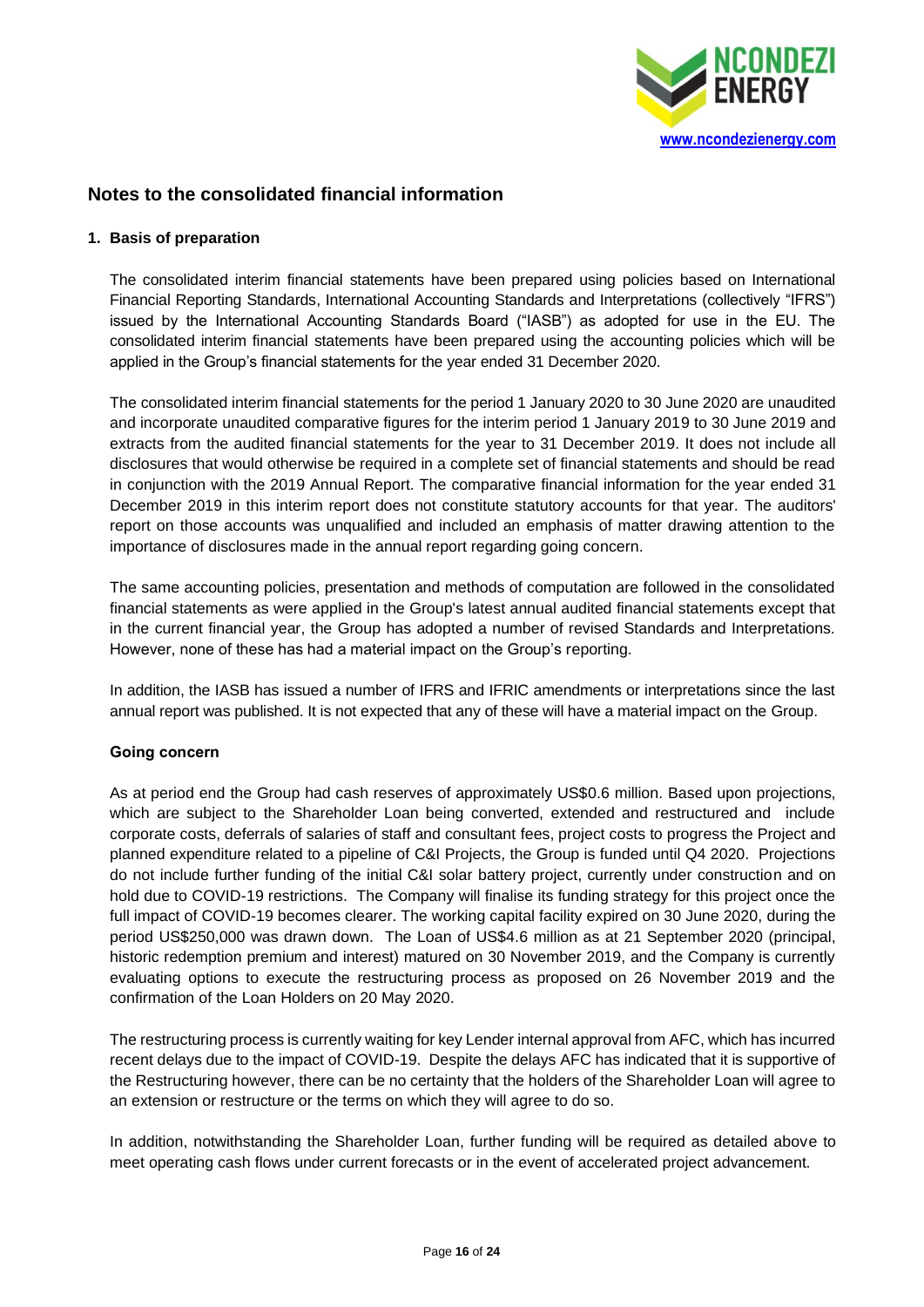## Notes to the consolidated financial information

### 1. Basis of preparation

The consolidated interim financial statements have been prepared using policies based on International Financial Reporting Standards, International Accounting Standards and Interpretations (collectively "IFRS") issued by the International Accounting Standards Board ("IASB") as adopted for use in the EU. The consolidated interim financial statements have been prepared using the accounting policies which will be applied in the Group's financial statements for the year ended 31 December 2020.

The consolidated interim financial statements for the period 1 January 2020 to 30 June 2020 are unaudited and incorporate unaudited comparative figures for the interim period 1 January 2019 to 30 June 2019 and extracts from the audited financial statements for the year to 31 December 2019. It does not include all disclosures that would otherwise be required in a complete set of financial statements and should be read in conjunction with the 2019 Annual Report. The comparative financial information for the year ended 31 December 2019 in this interim report does not constitute statutory accounts for that year. The auditors' report on those accounts was unqualified and included an emphasis of matter drawing attention to the importance of disclosures made in the annual report regarding going concern.

The same accounting policies, presentation and methods of computation are followed in the consolidated financial statements as were applied in the Group's latest annual audited financial statements except that in the current financial year, the Group has adopted a number of revised Standards and Interpretations. However, none of these has had a material impact on the Group's reporting.

In addition, the IASB has issued a number of IFRS and IFRIC amendments or interpretations since the last annual report was published. It is not expected that any of these will have a material impact on the Group.

**Going concern**

As at period end the Group had cash reserves of approximately US$0.6 million. Based upon projections, which are subject to the Shareholder Loan being converted, extended and restructured and include corporate costs, deferrals of salaries of staff and consultant fees, project costs to progress the Project and planned expenditure related to a pipeline of C&I Projects, the Group is funded until Q4 2020. Projections do not include further funding of the initial C&I solar battery project, currently under construction and on hold due to COVID-19 restrictions. The Company will finalise its funding strategy for this project once the full impact of COVID-19 becomes clearer. The working capital facility expired on 30 June 2020, during the period US$250,000 was drawn down. The Loan of US$4.6 million as at 21 September 2020 (principal, historic redemption premium and interest) matured on 30 November 2019, and the Company is currently evaluating options to execute the restructuring process as proposed on 26 November 2019 and the confirmation of the Loan Holders on 20 May 2020.

The restructuring process is currently waiting for key Lender internal approval from AFC, which has incurred recent delays due to the impact of COVID-19. Despite the delays AFC has indicated that it is supportive of the Restructuring however, there can be no certainty that the holders of the Shareholder Loan will agree to an extension or restructure or the terms on which they will agree to do so.

In addition, notwithstanding the Shareholder Loan, further funding will be required as detailed above to meet operating cash flows under current forecasts or in the event of accelerated project advancement.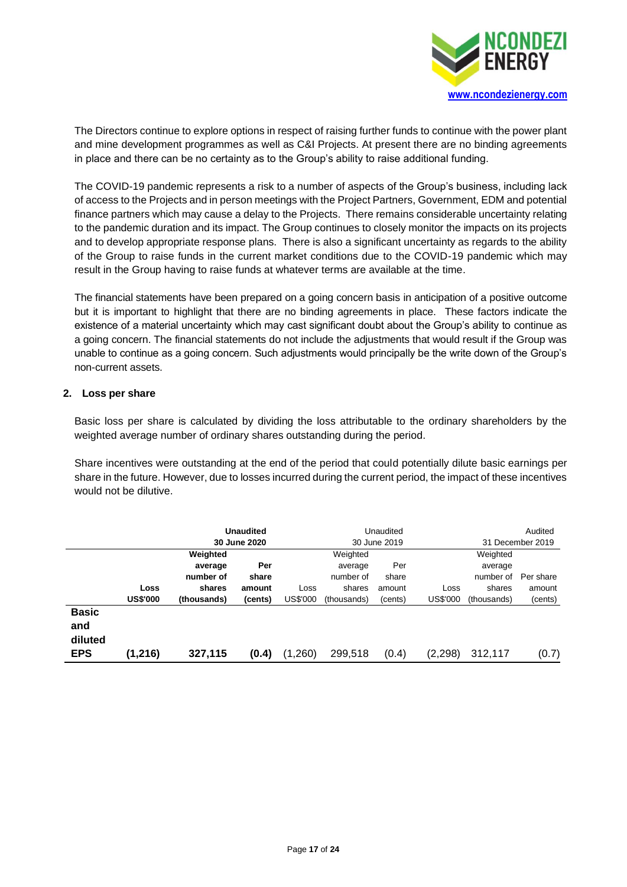The Directors continue to explore options in respect of raising further funds to continue with the power plant and mine development programmes as well as C&I Projects. At present there are no binding agreements in place and there can be no certainty as to the Group's ability to raise additional funding.

The COVID-19 pandemic represents a risk to a number of aspects of the Group's business, including lack of access to the Projects and in person meetings with the Project Partners, Government, EDM and potential finance partners which may cause a delay to the Projects. There remains considerable uncertainty relating to the pandemic duration and its impact. The Group continues to closely monitor the impacts on its projects and to develop appropriate response plans. There is also a significant uncertainty as regards to the ability of the Group to raise funds in the current market conditions due to the COVID-19 pandemic which may result in the Group having to raise funds at whatever terms are available at the time.

The financial statements have been prepared on a going concern basis in anticipation of a positive outcome but it is important to highlight that there are no binding agreements in place. These factors indicate the existence of a material uncertainty which may cast significant doubt about the Group's ability to continue as a going concern. The financial statements do not include the adjustments that would result if the Group was unable to continue as a going concern. Such adjustments would principally be the write down of the Group's non-current assets.

## 2. Loss per share

Basic loss per share is calculated by dividing the loss attributable to the ordinary shareholders by the weighted average number of ordinary shares outstanding during the period.

Share incentives were outstanding at the end of the period that could potentially dilute basic earnings per share in the future. However, due to losses incurred during the current period, the impact of these incentives would not be dilutive.

| | **Unaudited 30 June 2020** | | | Unaudited 30 June 2019 | | | Audited 31 December 2019 | | |
|---|---|---|---|---|---|---|---|---|---|
| | **Loss US$'000** | **Weighted average number of shares (thousands)** | **Per share amount (cents)** | Loss US$'000 | Weighted average number of shares (thousands) | Per share amount (cents) | Loss US$'000 | Weighted average number of shares (thousands) | Per share amount (cents) |
| **Basic and diluted EPS** | **(1,216)** | **327,115** | **(0.4)** | (1,260) | 299,518 | (0.4) | (2,298) | 312,117 | (0.7) |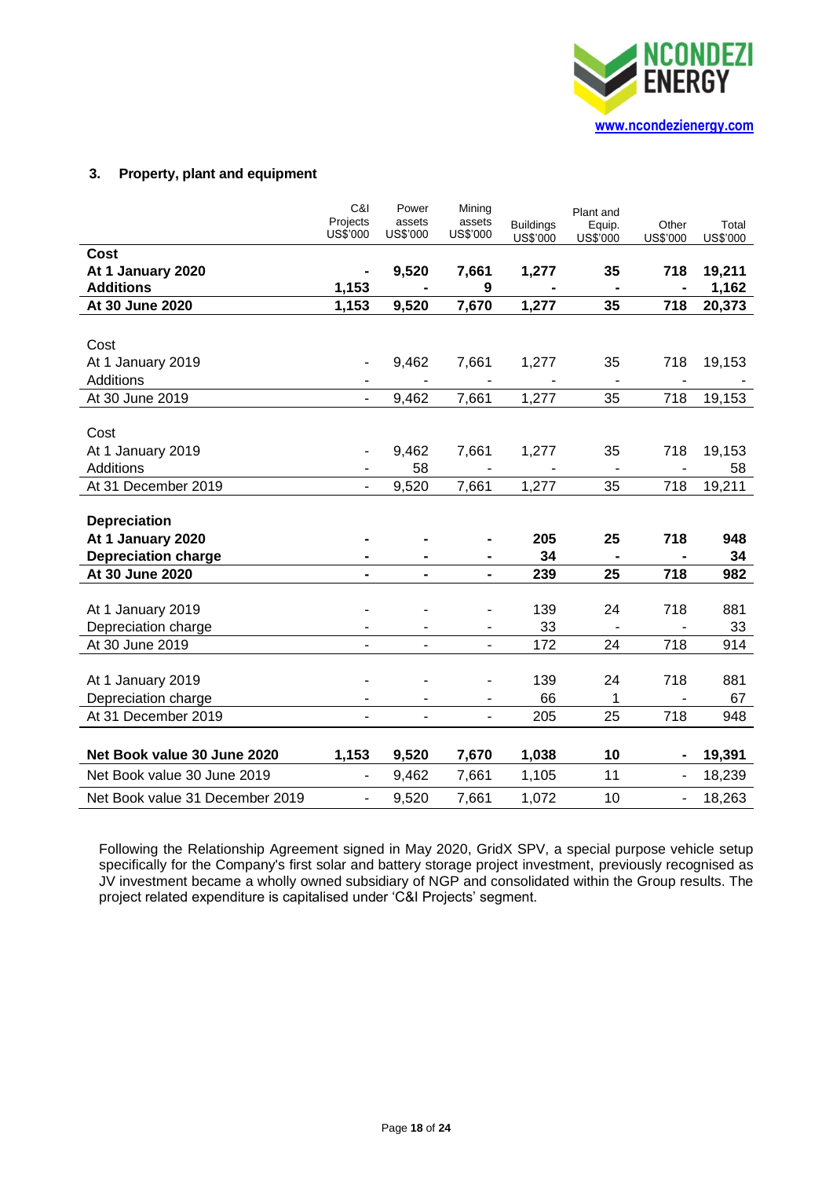### 3. Property, plant and equipment

| | C&I Projects US$'000 | Power assets US$'000 | Mining assets US$'000 | Buildings US$'000 | Plant and Equip. US$'000 | Other US$'000 | Total US$'000 |
|---|---|---|---|---|---|---|---|
| **Cost** | | | | | | | |
| **At 1 January 2020** | **-** | **9,520** | **7,661** | **1,277** | **35** | **718** | **19,211** |
| **Additions** | **1,153** | **-** | **9** | **-** | **-** | **-** | **1,162** |
| **At 30 June 2020** | **1,153** | **9,520** | **7,670** | **1,277** | **35** | **718** | **20,373** |
| | | | | | | | |
| Cost | | | | | | | |
| At 1 January 2019 | - | 9,462 | 7,661 | 1,277 | 35 | 718 | 19,153 |
| Additions | - | - | - | - | - | - | - |
| At 30 June 2019 | - | 9,462 | 7,661 | 1,277 | 35 | 718 | 19,153 |
| | | | | | | | |
| Cost | | | | | | | |
| At 1 January 2019 | - | 9,462 | 7,661 | 1,277 | 35 | 718 | 19,153 |
| Additions | - | 58 | - | - | - | - | 58 |
| At 31 December 2019 | - | 9,520 | 7,661 | 1,277 | 35 | 718 | 19,211 |
| | | | | | | | |
| **Depreciation** | | | | | | | |
| **At 1 January 2020** | **-** | **-** | **-** | **205** | **25** | **718** | **948** |
| **Depreciation charge** | **-** | **-** | **-** | **34** | **-** | **-** | **34** |
| **At 30 June 2020** | **-** | **-** | **-** | **239** | **25** | **718** | **982** |
| | | | | | | | |
| At 1 January 2019 | - | - | - | 139 | 24 | 718 | 881 |
| Depreciation charge | - | - | - | 33 | - | - | 33 |
| At 30 June 2019 | - | - | - | 172 | 24 | 718 | 914 |
| | | | | | | | |
| At 1 January 2019 | - | - | - | 139 | 24 | 718 | 881 |
| Depreciation charge | - | - | - | 66 | 1 | - | 67 |
| At 31 December 2019 | - | - | - | 205 | 25 | 718 | 948 |
| | | | | | | | |
| **Net Book value 30 June 2020** | **1,153** | **9,520** | **7,670** | **1,038** | **10** | **-** | **19,391** |
| Net Book value 30 June 2019 | - | 9,462 | 7,661 | 1,105 | 11 | - | 18,239 |
| Net Book value 31 December 2019 | - | 9,520 | 7,661 | 1,072 | 10 | - | 18,263 |

Following the Relationship Agreement signed in May 2020, GridX SPV, a special purpose vehicle setup specifically for the Company's first solar and battery storage project investment, previously recognised as JV investment became a wholly owned subsidiary of NGP and consolidated within the Group results. The project related expenditure is capitalised under 'C&I Projects' segment.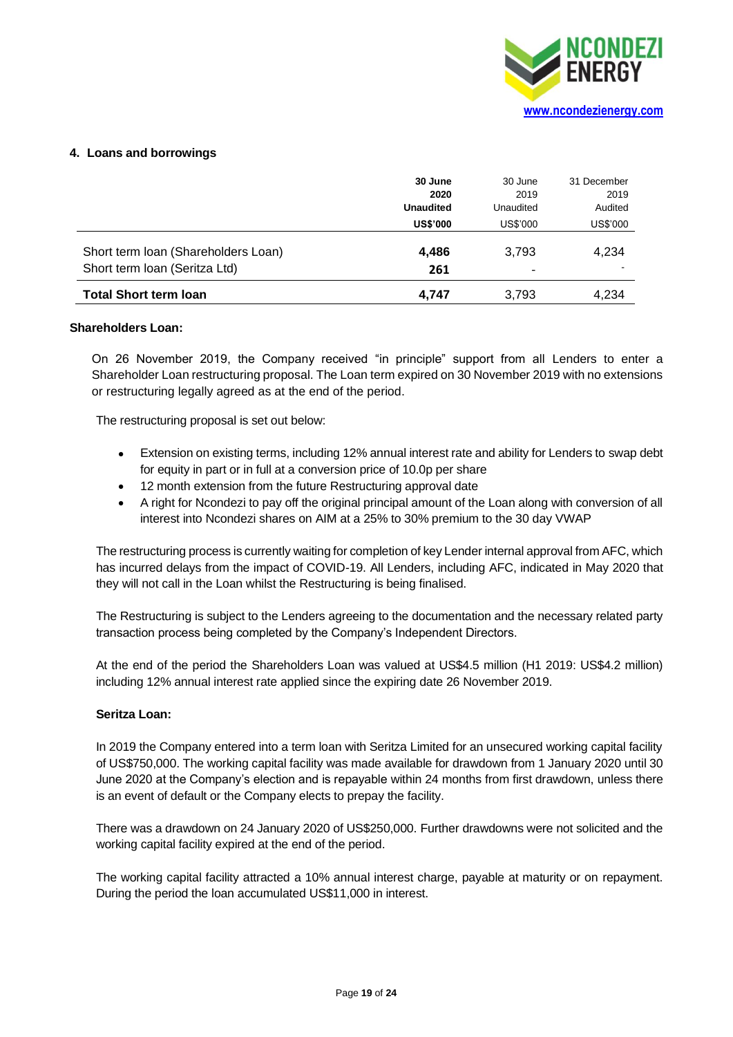## 4. Loans and borrowings

| | **30 June 2020 Unaudited** | 30 June 2019 Unaudited | 31 December 2019 Audited |
|---|---|---|---|
| | **US$'000** | US$'000 | US$'000 |
| Short term loan (Shareholders Loan) | **4,486** | 3,793 | 4,234 |
| Short term loan (Seritza Ltd) | **261** | - | - |
| **Total Short term loan** | **4,747** | 3,793 | 4,234 |

**Shareholders Loan:**

On 26 November 2019, the Company received "in principle" support from all Lenders to enter a Shareholder Loan restructuring proposal. The Loan term expired on 30 November 2019 with no extensions or restructuring legally agreed as at the end of the period.

The restructuring proposal is set out below:

- Extension on existing terms, including 12% annual interest rate and ability for Lenders to swap debt for equity in part or in full at a conversion price of 10.0p per share
- 12 month extension from the future Restructuring approval date
- A right for Ncondezi to pay off the original principal amount of the Loan along with conversion of all interest into Ncondezi shares on AIM at a 25% to 30% premium to the 30 day VWAP

The restructuring process is currently waiting for completion of key Lender internal approval from AFC, which has incurred delays from the impact of COVID-19. All Lenders, including AFC, indicated in May 2020 that they will not call in the Loan whilst the Restructuring is being finalised.

The Restructuring is subject to the Lenders agreeing to the documentation and the necessary related party transaction process being completed by the Company's Independent Directors.

At the end of the period the Shareholders Loan was valued at US$4.5 million (H1 2019: US$4.2 million) including 12% annual interest rate applied since the expiring date 26 November 2019.

**Seritza Loan:**

In 2019 the Company entered into a term loan with Seritza Limited for an unsecured working capital facility of US$750,000. The working capital facility was made available for drawdown from 1 January 2020 until 30 June 2020 at the Company's election and is repayable within 24 months from first drawdown, unless there is an event of default or the Company elects to prepay the facility.

There was a drawdown on 24 January 2020 of US$250,000. Further drawdowns were not solicited and the working capital facility expired at the end of the period.

The working capital facility attracted a 10% annual interest charge, payable at maturity or on repayment. During the period the loan accumulated US$11,000 in interest.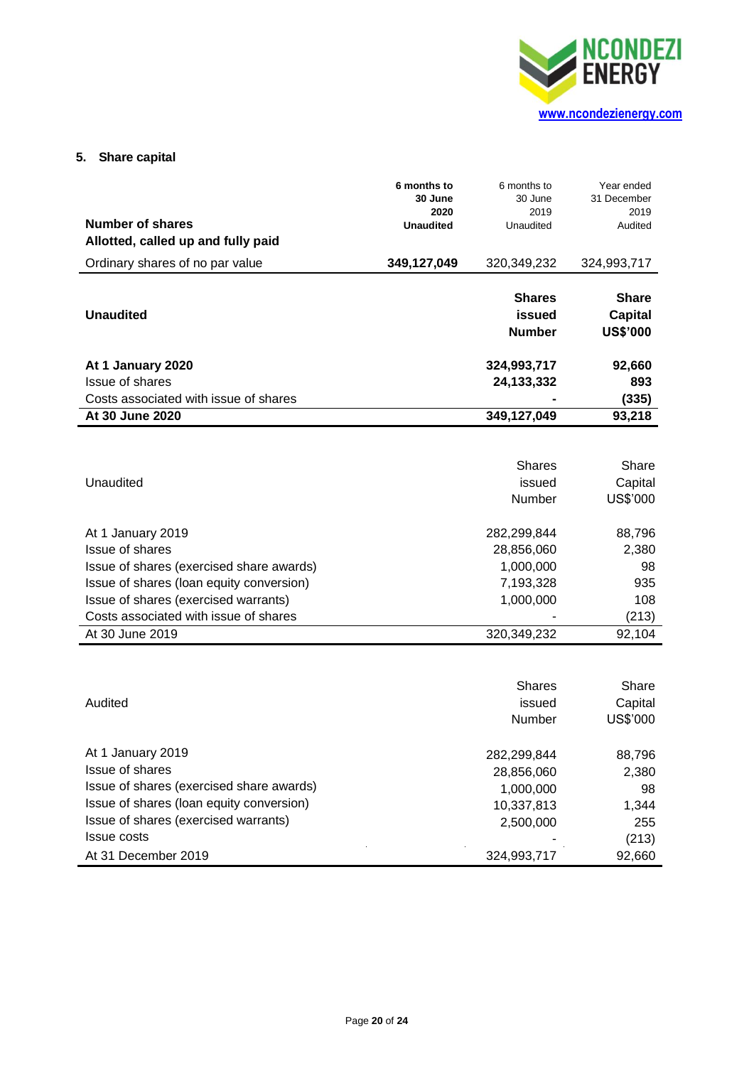## 5. Share capital

| Number of shares | 6 months to 30 June 2020 Unaudited | 6 months to 30 June 2019 Unaudited | Year ended 31 December 2019 Audited |
|---|---|---|---|
| **Allotted, called up and fully paid** | | | |
| Ordinary shares of no par value | **349,127,049** | 320,349,232 | 324,993,717 |

| **Unaudited** | **Shares issued Number** | **Share Capital US$'000** |
|---|---|---|
| **At 1 January 2020** | **324,993,717** | **92,660** |
| Issue of shares | **24,133,332** | **893** |
| Costs associated with issue of shares | **-** | **(335)** |
| **At 30 June 2020** | **349,127,049** | **93,218** |

| Unaudited | Shares issued Number | Share Capital US$'000 |
|---|---|---|
| At 1 January 2019 | 282,299,844 | 88,796 |
| Issue of shares | 28,856,060 | 2,380 |
| Issue of shares (exercised share awards) | 1,000,000 | 98 |
| Issue of shares (loan equity conversion) | 7,193,328 | 935 |
| Issue of shares (exercised warrants) | 1,000,000 | 108 |
| Costs associated with issue of shares | - | (213) |
| At 30 June 2019 | 320,349,232 | 92,104 |

| Audited | Shares issued Number | Share Capital US$'000 |
|---|---|---|
| At 1 January 2019 | 282,299,844 | 88,796 |
| Issue of shares | 28,856,060 | 2,380 |
| Issue of shares (exercised share awards) | 1,000,000 | 98 |
| Issue of shares (loan equity conversion) | 10,337,813 | 1,344 |
| Issue of shares (exercised warrants) | 2,500,000 | 255 |
| Issue costs | - | (213) |
| At 31 December 2019 | 324,993,717 | 92,660 |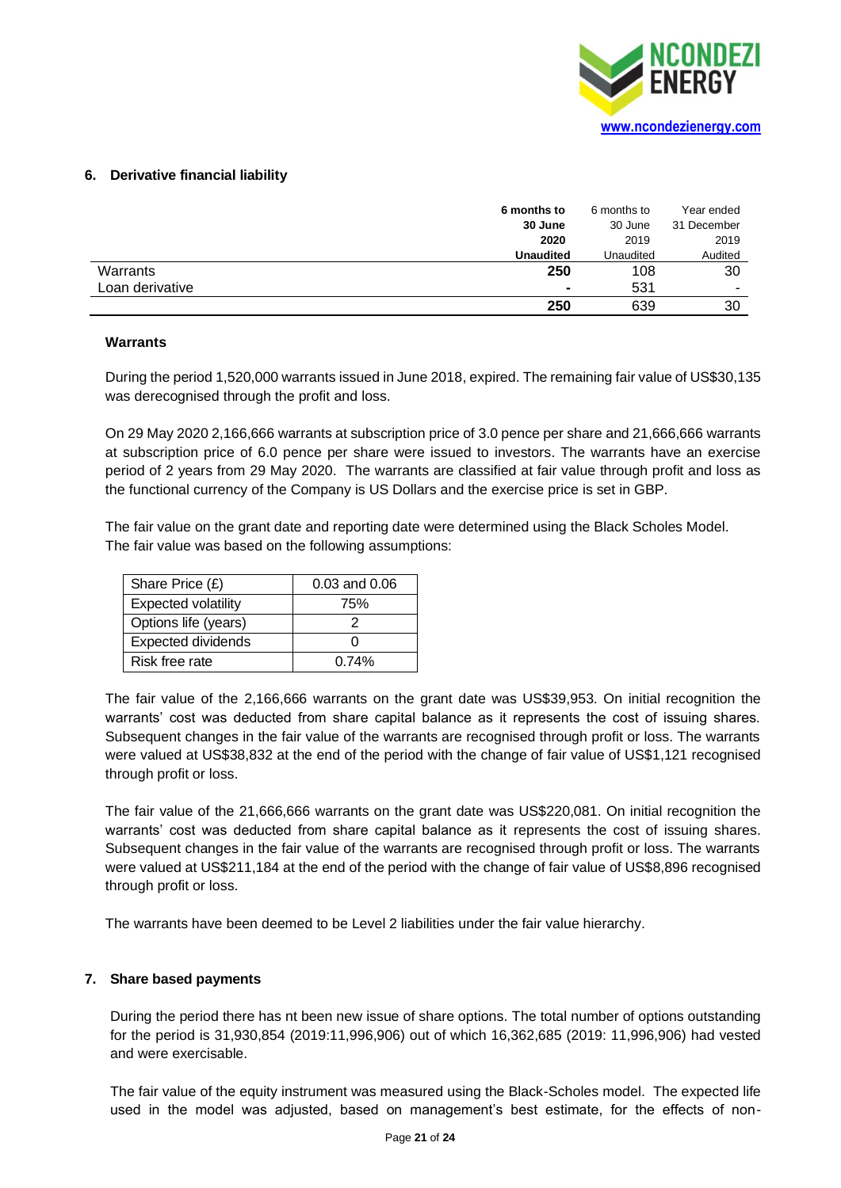## 6. Derivative financial liability

| | **6 months to 30 June 2020 Unaudited** | 6 months to 30 June 2019 Unaudited | Year ended 31 December 2019 Audited |
|---|---|---|---|
| Warrants | **250** | 108 | 30 |
| Loan derivative | **-** | 531 | - |
| | **250** | 639 | 30 |

### Warrants

During the period 1,520,000 warrants issued in June 2018, expired. The remaining fair value of US$30,135 was derecognised through the profit and loss.

On 29 May 2020 2,166,666 warrants at subscription price of 3.0 pence per share and 21,666,666 warrants at subscription price of 6.0 pence per share were issued to investors. The warrants have an exercise period of 2 years from 29 May 2020. The warrants are classified at fair value through profit and loss as the functional currency of the Company is US Dollars and the exercise price is set in GBP.

The fair value on the grant date and reporting date were determined using the Black Scholes Model. The fair value was based on the following assumptions:

| | |
|---|---|
| Share Price (£) | 0.03 and 0.06 |
| Expected volatility | 75% |
| Options life (years) | 2 |
| Expected dividends | 0 |
| Risk free rate | 0.74% |

The fair value of the 2,166,666 warrants on the grant date was US$39,953. On initial recognition the warrants' cost was deducted from share capital balance as it represents the cost of issuing shares. Subsequent changes in the fair value of the warrants are recognised through profit or loss. The warrants were valued at US$38,832 at the end of the period with the change of fair value of US$1,121 recognised through profit or loss.

The fair value of the 21,666,666 warrants on the grant date was US$220,081. On initial recognition the warrants' cost was deducted from share capital balance as it represents the cost of issuing shares. Subsequent changes in the fair value of the warrants are recognised through profit or loss. The warrants were valued at US$211,184 at the end of the period with the change of fair value of US$8,896 recognised through profit or loss.

The warrants have been deemed to be Level 2 liabilities under the fair value hierarchy.

## 7. Share based payments

During the period there has nt been new issue of share options. The total number of options outstanding for the period is 31,930,854 (2019:11,996,906) out of which 16,362,685 (2019: 11,996,906) had vested and were exercisable.

The fair value of the equity instrument was measured using the Black-Scholes model. The expected life used in the model was adjusted, based on management's best estimate, for the effects of non-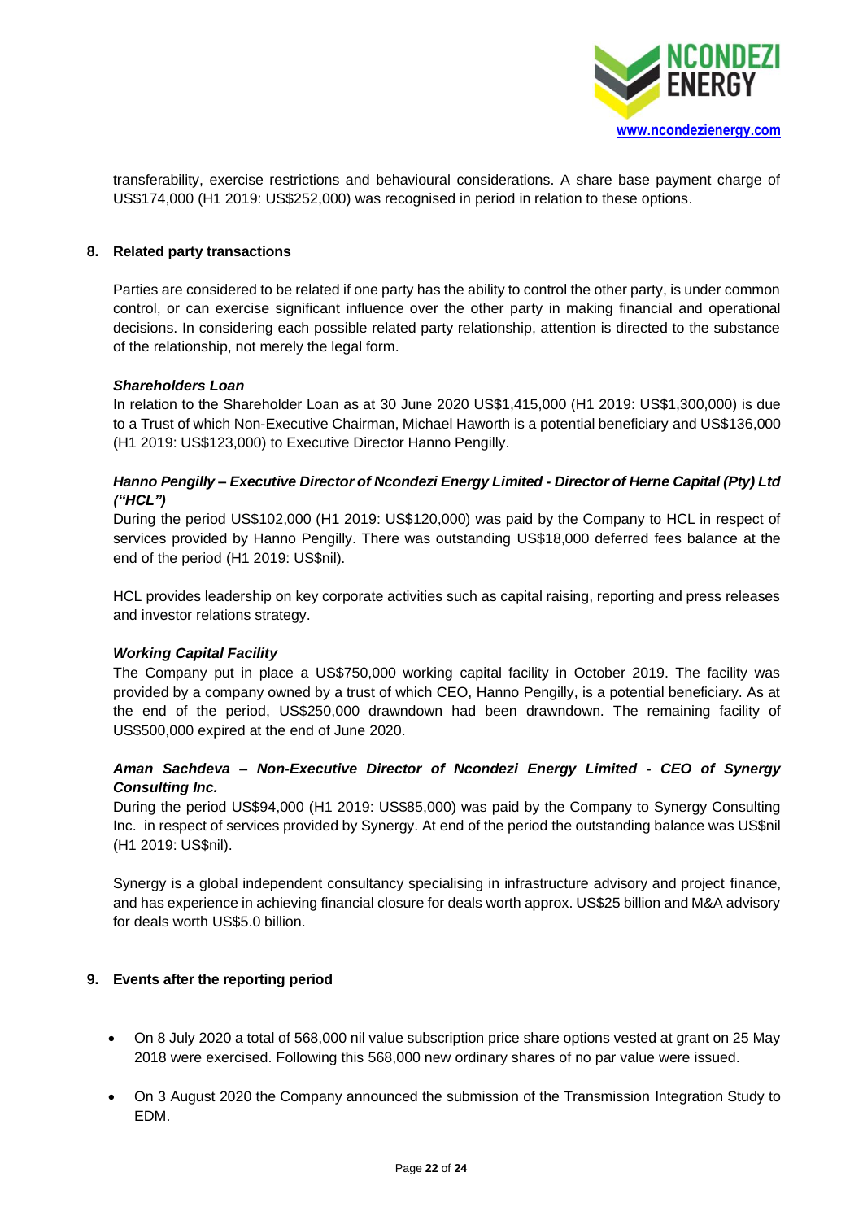transferability, exercise restrictions and behavioural considerations. A share base payment charge of US$174,000 (H1 2019: US$252,000) was recognised in period in relation to these options.

## 8. Related party transactions

Parties are considered to be related if one party has the ability to control the other party, is under common control, or can exercise significant influence over the other party in making financial and operational decisions. In considering each possible related party relationship, attention is directed to the substance of the relationship, not merely the legal form.

***Shareholders Loan***

In relation to the Shareholder Loan as at 30 June 2020 US$1,415,000 (H1 2019: US$1,300,000) is due to a Trust of which Non-Executive Chairman, Michael Haworth is a potential beneficiary and US$136,000 (H1 2019: US$123,000) to Executive Director Hanno Pengilly.

***Hanno Pengilly – Executive Director of Ncondezi Energy Limited - Director of Herne Capital (Pty) Ltd ("HCL")***

During the period US$102,000 (H1 2019: US$120,000) was paid by the Company to HCL in respect of services provided by Hanno Pengilly. There was outstanding US$18,000 deferred fees balance at the end of the period (H1 2019: US$nil).

HCL provides leadership on key corporate activities such as capital raising, reporting and press releases and investor relations strategy.

***Working Capital Facility***

The Company put in place a US$750,000 working capital facility in October 2019. The facility was provided by a company owned by a trust of which CEO, Hanno Pengilly, is a potential beneficiary. As at the end of the period, US$250,000 drawndown had been drawndown. The remaining facility of US$500,000 expired at the end of June 2020.

***Aman Sachdeva – Non-Executive Director of Ncondezi Energy Limited - CEO of Synergy Consulting Inc.***

During the period US$94,000 (H1 2019: US$85,000) was paid by the Company to Synergy Consulting Inc. in respect of services provided by Synergy. At end of the period the outstanding balance was US$nil (H1 2019: US$nil).

Synergy is a global independent consultancy specialising in infrastructure advisory and project finance, and has experience in achieving financial closure for deals worth approx. US$25 billion and M&A advisory for deals worth US$5.0 billion.

## 9. Events after the reporting period

- On 8 July 2020 a total of 568,000 nil value subscription price share options vested at grant on 25 May 2018 were exercised. Following this 568,000 new ordinary shares of no par value were issued.
- On 3 August 2020 the Company announced the submission of the Transmission Integration Study to EDM.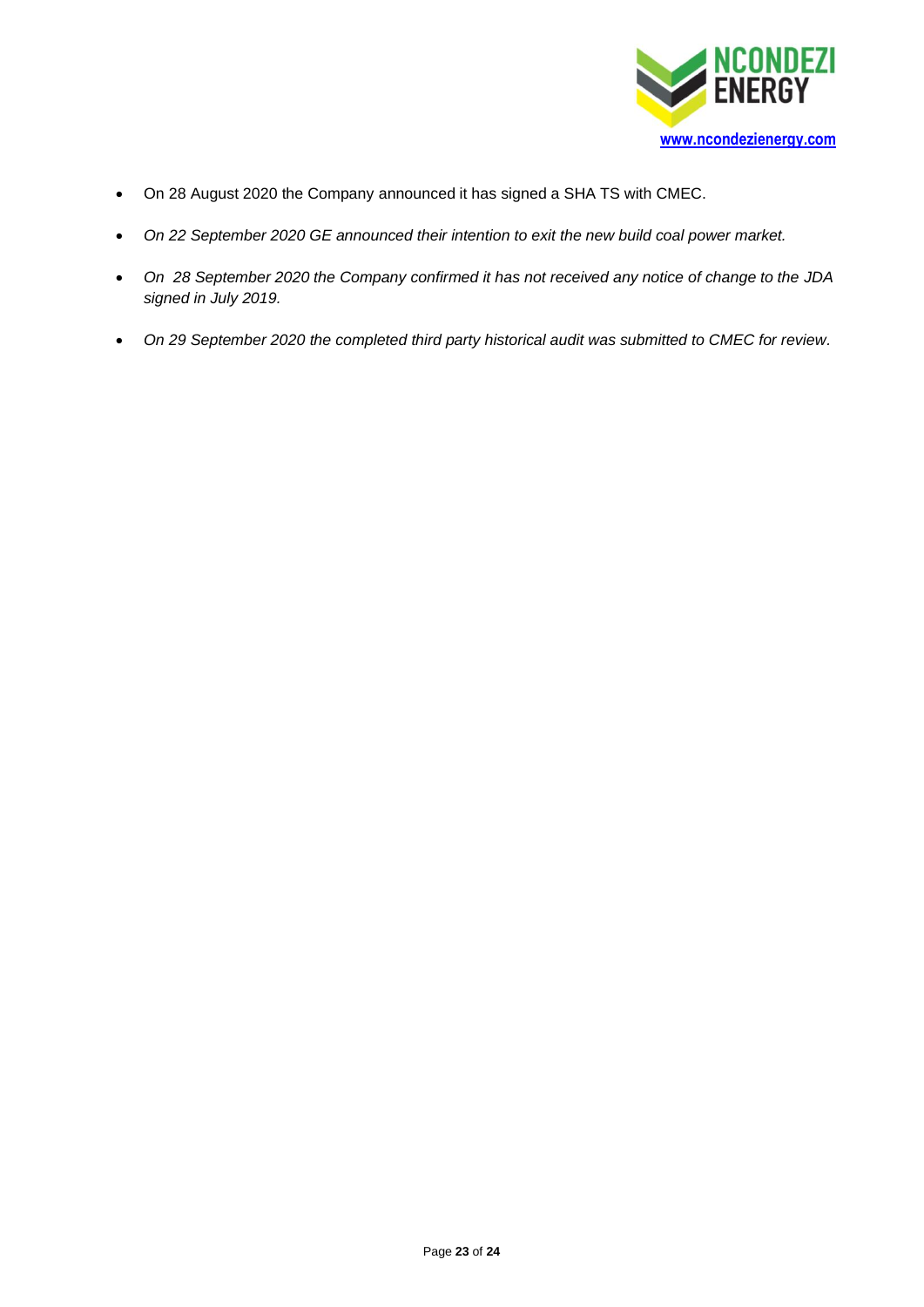- On 28 August 2020 the Company announced it has signed a SHA TS with CMEC.
- *On 22 September 2020 GE announced their intention to exit the new build coal power market.*
- *On 28 September 2020 the Company confirmed it has not received any notice of change to the JDA signed in July 2019.*
- *On 29 September 2020 the completed third party historical audit was submitted to CMEC for review.*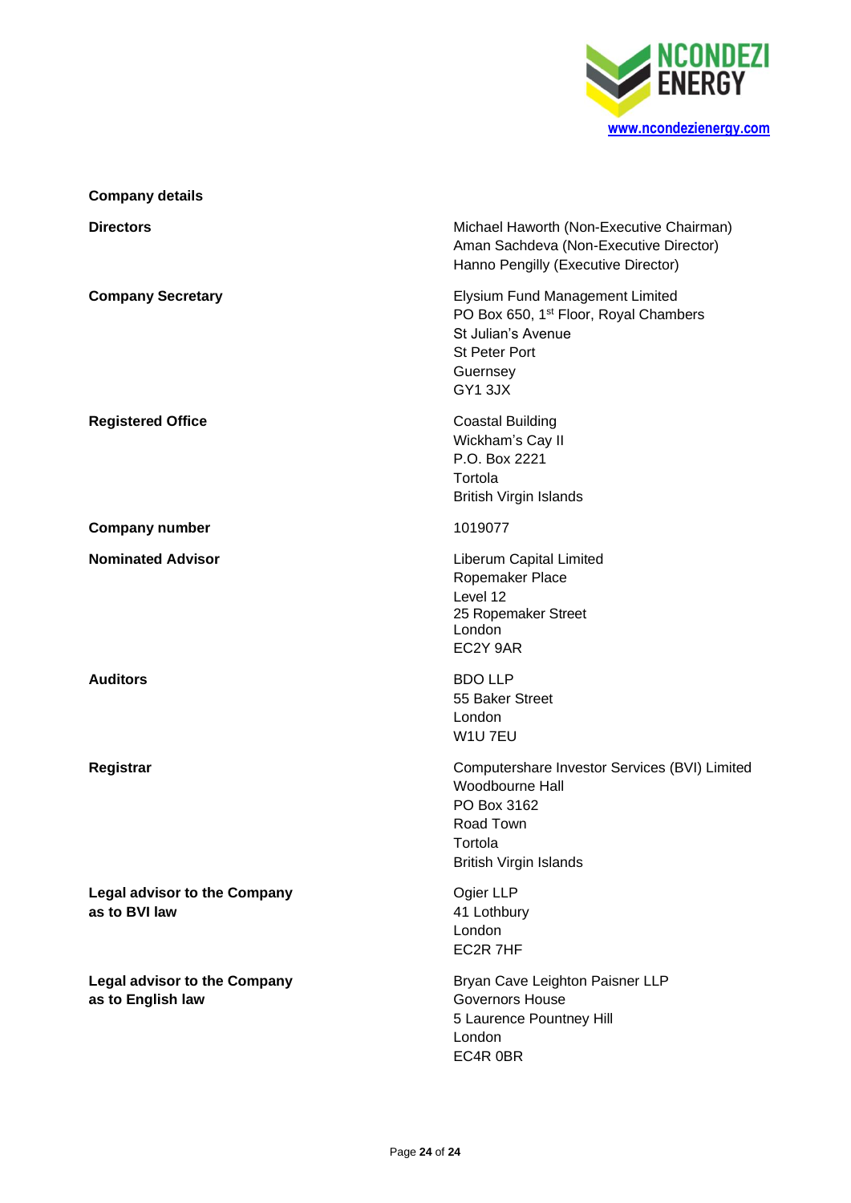**Company details**

| | |
|---|---|
| **Directors** | Michael Haworth (Non-Executive Chairman)<br>Aman Sachdeva (Non-Executive Director)<br>Hanno Pengilly (Executive Director) |
| **Company Secretary** | Elysium Fund Management Limited<br>PO Box 650, 1st Floor, Royal Chambers<br>St Julian's Avenue<br>St Peter Port<br>Guernsey<br>GY1 3JX |
| **Registered Office** | Coastal Building<br>Wickham's Cay II<br>P.O. Box 2221<br>Tortola<br>British Virgin Islands |
| **Company number** | 1019077 |
| **Nominated Advisor** | Liberum Capital Limited<br>Ropemaker Place<br>Level 12<br>25 Ropemaker Street<br>London<br>EC2Y 9AR |
| **Auditors** | BDO LLP<br>55 Baker Street<br>London<br>W1U 7EU |
| **Registrar** | Computershare Investor Services (BVI) Limited<br>Woodbourne Hall<br>PO Box 3162<br>Road Town<br>Tortola<br>British Virgin Islands |
| **Legal advisor to the Company as to BVI law** | Ogier LLP<br>41 Lothbury<br>London<br>EC2R 7HF |
| **Legal advisor to the Company as to English law** | Bryan Cave Leighton Paisner LLP<br>Governors House<br>5 Laurence Pountney Hill<br>London<br>EC4R 0BR |